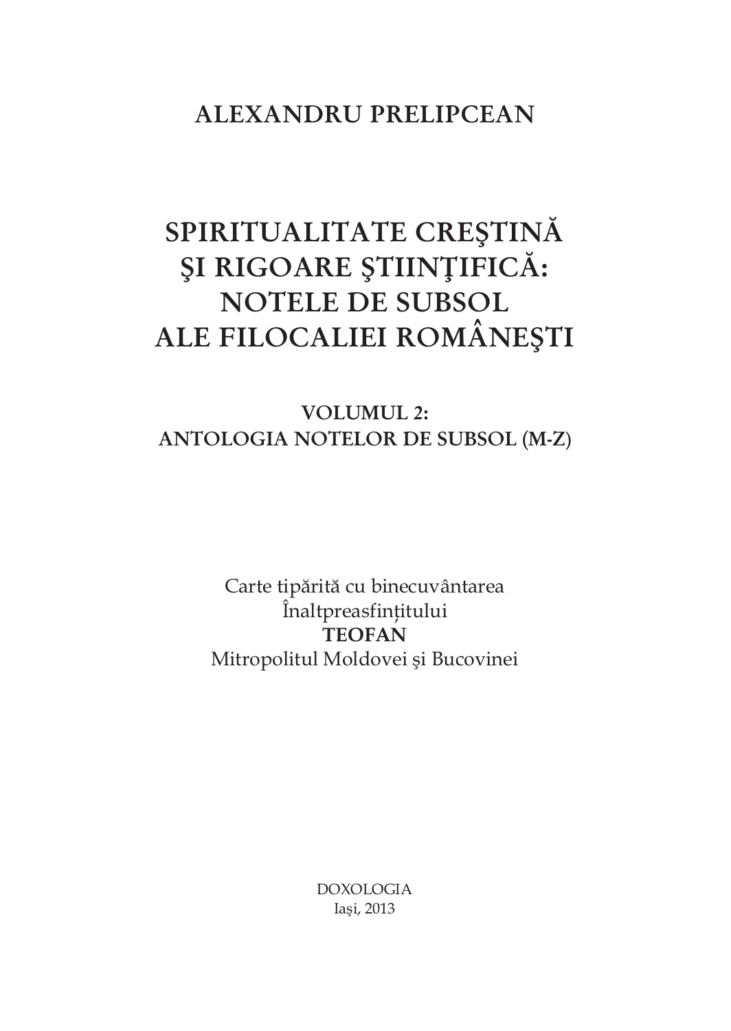**ALEXANDRU PRELIPCEAN**

# SPIRITUALITATE CREŞTINĂ ŞI RIGOARE ŞTIINŢIFICĂ: NOTELE DE SUBSOL ALE FILOCALIEI ROMÂNEŞTI

## VOLUMUL 2: ANTOLOGIA NOTELOR DE SUBSOL (M-Z)

Carte tipărită cu binecuvântarea
Înaltpreasfinţitului
**TEOFAN**
Mitropolitul Moldovei şi Bucovinei

DOXOLOGIA
Iaşi, 2013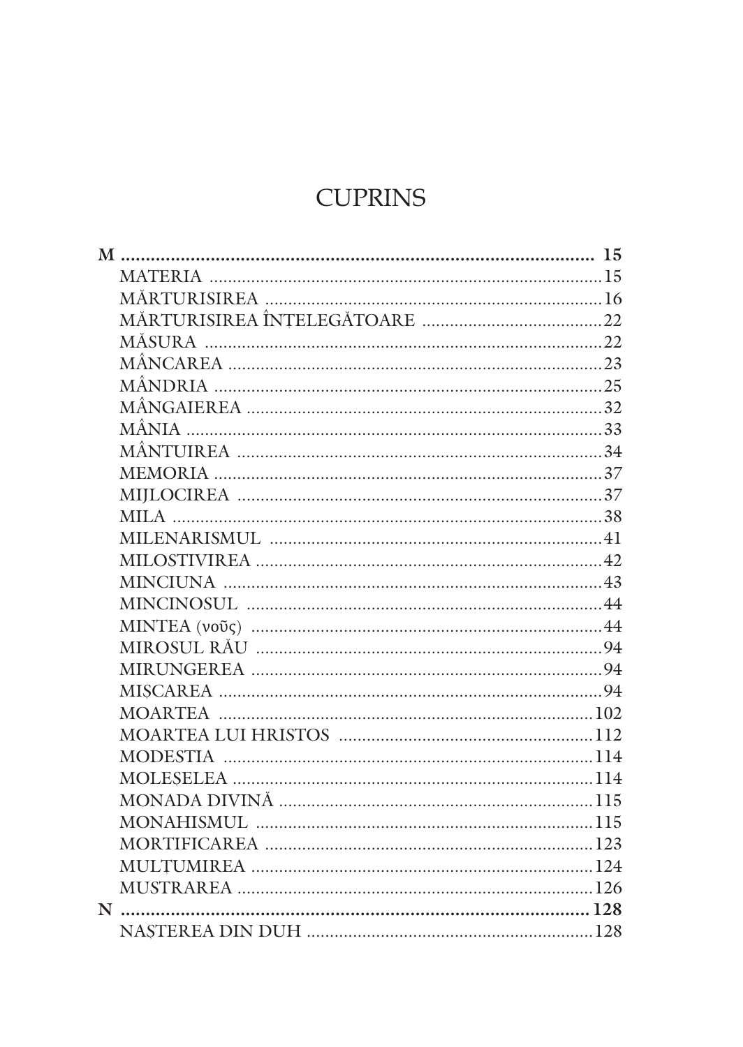# CUPRINS

**M** .......... **15**

- MATERIA .......... 15
- MĂRTURISIREA .......... 16
- MĂRTURISIREA ÎNȚELEGĂTOARE .......... 22
- MĂSURA .......... 22
- MÂNCAREA .......... 23
- MÂNDRIA .......... 25
- MÂNGAIEREA .......... 32
- MÂNIA .......... 33
- MÂNTUIREA .......... 34
- MEMORIA .......... 37
- MIJLOCIREA .......... 37
- MILA .......... 38
- MILENARISMUL .......... 41
- MILOSTIVIREA .......... 42
- MINCIUNA .......... 43
- MINCINOSUL .......... 44
- MINTEA (νοῦς) .......... 44
- MIROSUL RĂU .......... 94
- MIRUNGEREA .......... 94
- MIȘCAREA .......... 94
- MOARTEA .......... 102
- MOARTEA LUI HRISTOS .......... 112
- MODESTIA .......... 114
- MOLEȘELEA .......... 114
- MONADA DIVINĂ .......... 115
- MONAHISMUL .......... 115
- MORTIFICAREA .......... 123
- MULȚUMIREA .......... 124
- MUSTRAREA .......... 126

**N** .......... **128**

- NAȘTEREA DIN DUH .......... 128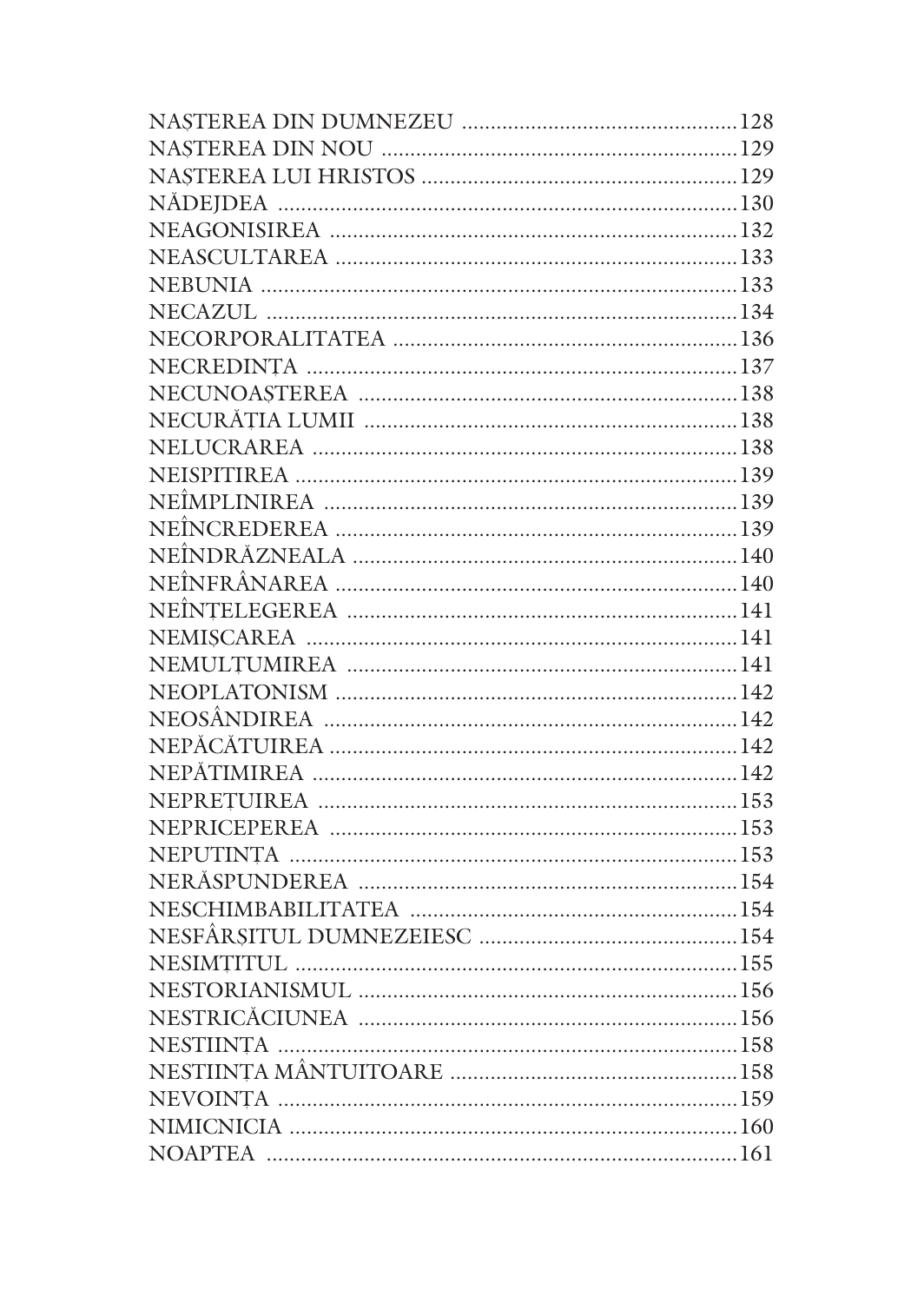NAȘTEREA DIN DUMNEZEU ........................................ 128
NAȘTEREA DIN NOU ................................................ 129
NAȘTEREA LUI HRISTOS .......................................... 129
NĂDEJDEA ................................................................ 130
NEAGONISIREA ....................................................... 132
NEASCULTAREA ...................................................... 133
NEBUNIA .................................................................. 133
NECAZUL ................................................................. 134
NECORPORALITATEA ............................................. 136
NECREDINȚA .......................................................... 137
NECUNOAȘTEREA .................................................. 138
NECURĂȚIA LUMII ................................................. 138
NELUCRAREA ......................................................... 138
NEISPITIREA ........................................................... 139
NEÎMPLINIREA ........................................................ 139
NEÎNCREDEREA ...................................................... 139
NEÎNDRĂZNEALA .................................................... 140
NEÎNFRÂNAREA ...................................................... 140
NEÎNȚELEGEREA .................................................... 141
NEMIȘCAREA .......................................................... 141
NEMULȚUMIREA .................................................... 141
NEOPLATONISM ..................................................... 142
NEOSÂNDIREA ........................................................ 142
NEPĂCĂTUIREA ....................................................... 142
NEPĂTIMIREA .......................................................... 142
NEPREȚUIREA ......................................................... 153
NEPRICEPEREA ....................................................... 153
NEPUTINȚA ............................................................. 153
NERĂSPUNDEREA ................................................... 154
NESCHIMBABILITATEA ........................................... 154
NESFÂRȘITUL DUMNEZEIESC ................................ 154
NESIMȚITUL ............................................................ 155
NESTORIANISMUL .................................................. 156
NESTRICĂCIUNEA .................................................. 156
NEȘTIINȚA .............................................................. 158
NEȘTIINȚA MÂNTUITOARE .................................... 158
NEVOINȚA .............................................................. 159
NIMICNICIA ............................................................ 160
NOAPTEA ................................................................ 161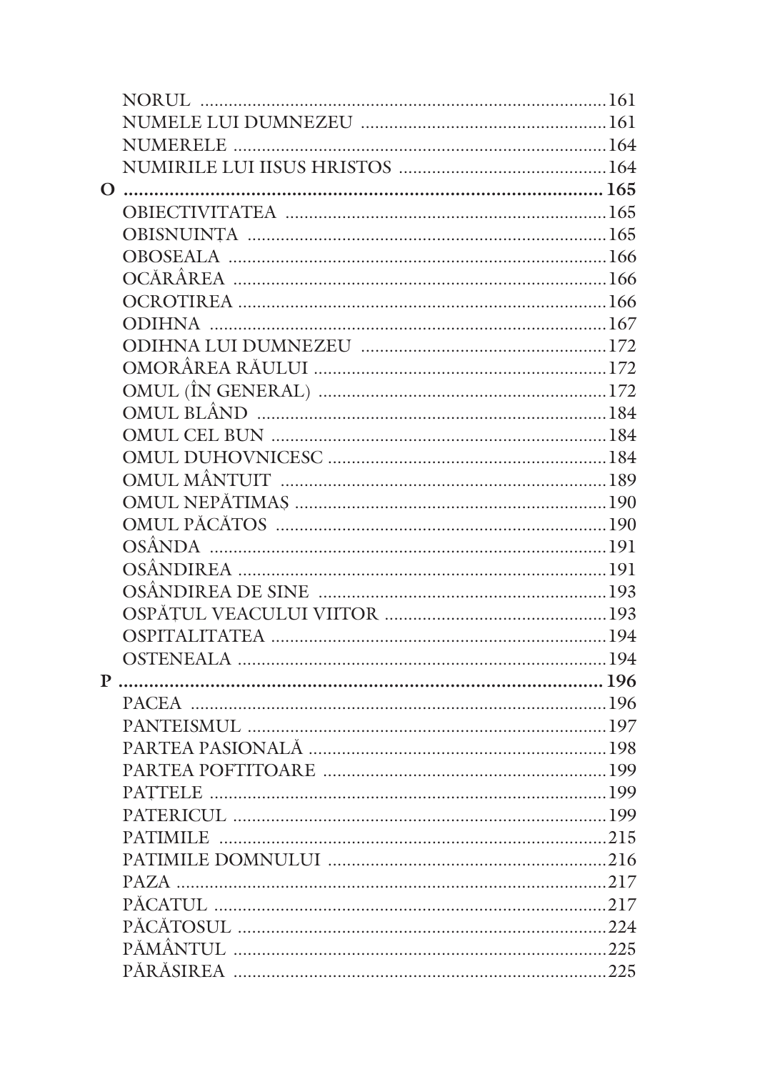NORUL ........................................................................ 161
NUMELE LUI DUMNEZEU .................................................... 161
NUMERELE ................................................................... 164
NUMIRILE LUI IISUS HRISTOS ........................................... 164

**O** .......................................................................................... **165**

OBIECTIVITATEA ........................................................... 165
OBISNUINȚA .................................................................. 165
OBOSEALA ..................................................................... 166
OCĂRÂREA ..................................................................... 166
OCROTIREA ................................................................... 166
ODIHNA ........................................................................ 167
ODIHNA LUI DUMNEZEU .................................................. 172
OMORÂREA RĂULUI ........................................................ 172
OMUL (ÎN GENERAL) ........................................................ 172
OMUL BLÂND .................................................................. 184
OMUL CEL BUN ............................................................... 184
OMUL DUHOVNICESC ........................................................ 184
OMUL MÂNTUIT ............................................................... 189
OMUL NEPĂTIMAȘ ........................................................... 190
OMUL PĂCĂTOS ............................................................... 190
OSÂNDA ........................................................................ 191
OSÂNDIREA .................................................................... 191
OSÂNDIREA DE SINE ........................................................ 193
OSPĂTUL VEACULUI VIITOR ............................................... 193
OSPITALITATEA .............................................................. 194
OSTENEALA .................................................................... 194

**P** .......................................................................................... **196**

PACEA .......................................................................... 196
PANTEISMUL .................................................................. 197
PARTEA PASIONALĂ ......................................................... 198
PARTEA POFTITOARE ....................................................... 199
PAȚTELE ....................................................................... 199
PATERICUL .................................................................... 199
PATIMILE ...................................................................... 215
PATIMILE DOMNULUI ....................................................... 216
PAZA ............................................................................ 217
PĂCATUL ....................................................................... 217
PĂCĂTOSUL .................................................................... 224
PĂMÂNTUL ..................................................................... 225
PĂRĂSIREA ..................................................................... 225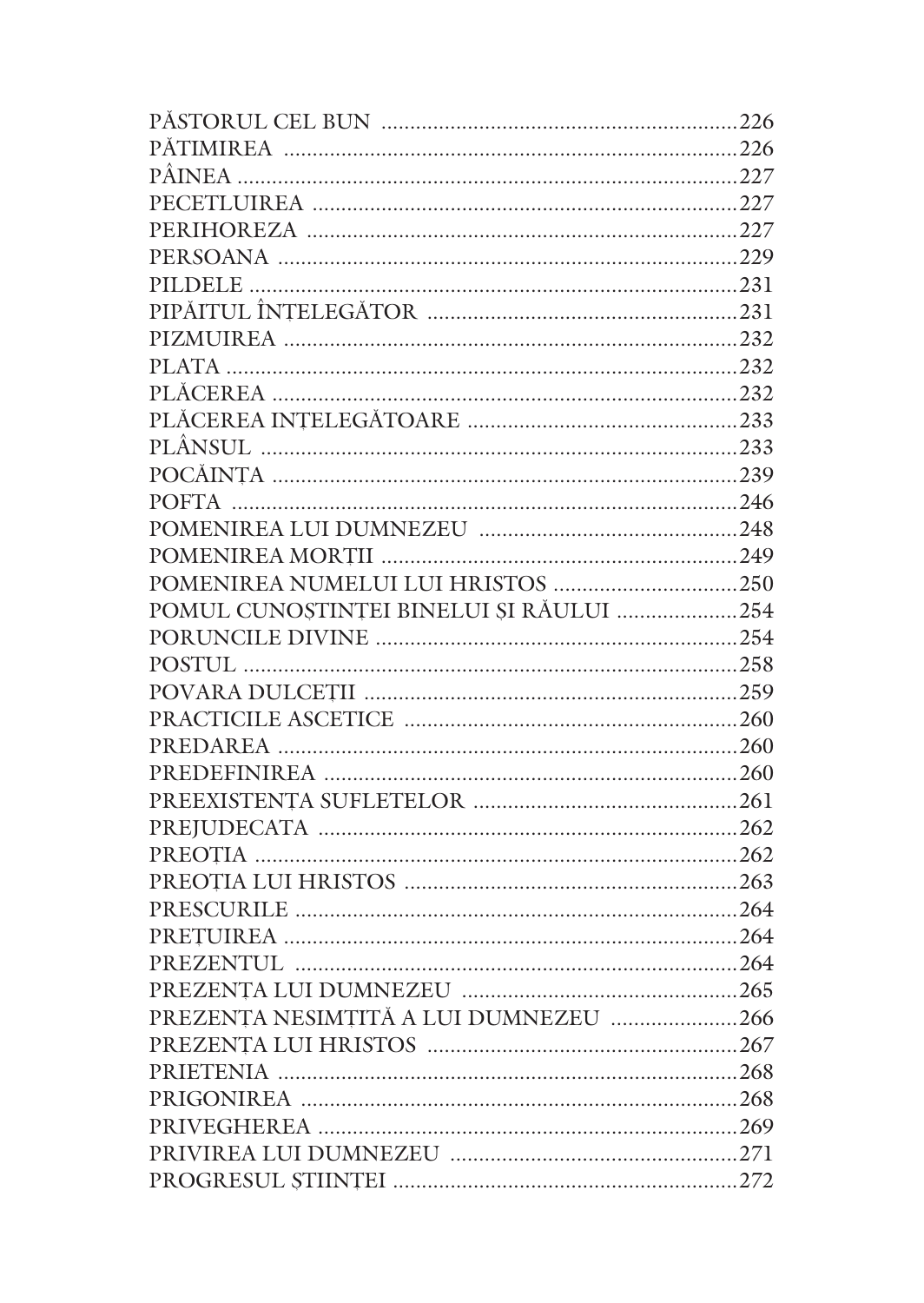PĂSTORUL CEL BUN ....................................................... 226
PĂTIMIREA ....................................................... 226
PÂINEA ....................................................... 227
PECETLUIREA ....................................................... 227
PERIHOREZA ....................................................... 227
PERSOANA ....................................................... 229
PILDELE ....................................................... 231
PIPĂITUL ÎNȚELEGĂTOR ....................................................... 231
PIZMUIREA ....................................................... 232
PLATA ....................................................... 232
PLĂCEREA ....................................................... 232
PLĂCEREA INȚELEGĂTOARE ....................................................... 233
PLÂNSUL ....................................................... 233
POCĂINȚA ....................................................... 239
POFTA ....................................................... 246
POMENIREA LUI DUMNEZEU ....................................................... 248
POMENIREA MORȚII ....................................................... 249
POMENIREA NUMELUI LUI HRISTOS ....................................................... 250
POMUL CUNOȘTINȚEI BINELUI ȘI RĂULUI ....................................................... 254
PORUNCILE DIVINE ....................................................... 254
POSTUL ....................................................... 258
POVARA DULCEȚII ....................................................... 259
PRACTICILE ASCETICE ....................................................... 260
PREDAREA ....................................................... 260
PREDEFINIREA ....................................................... 260
PREEXISTENȚA SUFLETELOR ....................................................... 261
PREJUDECATA ....................................................... 262
PREOȚIA ....................................................... 262
PREOȚIA LUI HRISTOS ....................................................... 263
PRESCURILE ....................................................... 264
PREȚUIREA ....................................................... 264
PREZENTUL ....................................................... 264
PREZENȚA LUI DUMNEZEU ....................................................... 265
PREZENȚA NESIMȚITĂ A LUI DUMNEZEU ....................................................... 266
PREZENȚA LUI HRISTOS ....................................................... 267
PRIETENIA ....................................................... 268
PRIGONIREA ....................................................... 268
PRIVEGHEREA ....................................................... 269
PRIVIREA LUI DUMNEZEU ....................................................... 271
PROGRESUL ȘTIINȚEI ....................................................... 272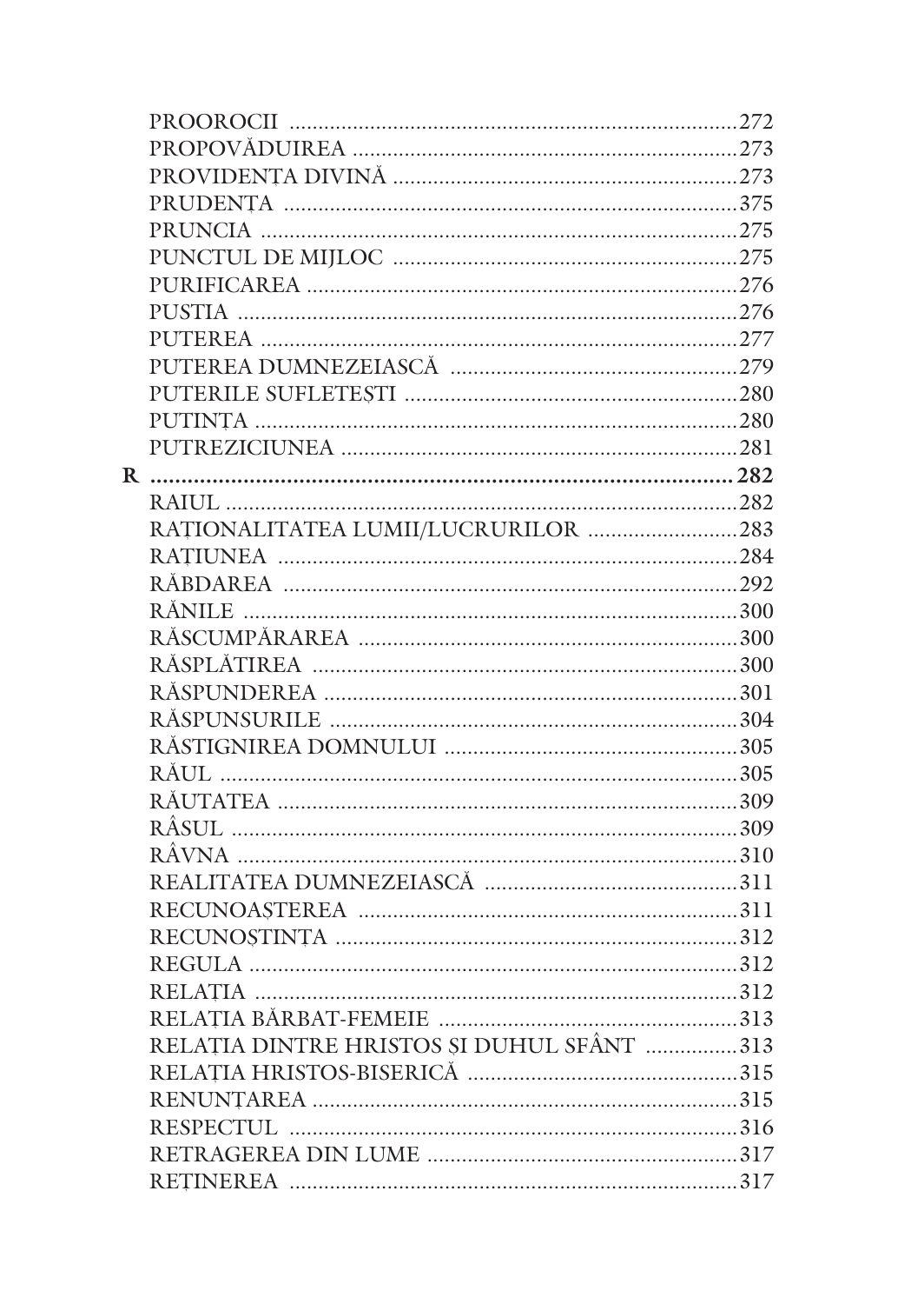PROOROCII ....... 272
PROPOVĂDUIREA ....... 273
PROVIDENȚA DIVINĂ ....... 273
PRUDENȚA ....... 375
PRUNCIA ....... 275
PUNCTUL DE MIJLOC ....... 275
PURIFICAREA ....... 276
PUSTIA ....... 276
PUTEREA ....... 277
PUTEREA DUMNEZEIASCĂ ....... 279
PUTERILE SUFLETEȘTI ....... 280
PUTINȚA ....... 280
PUTREZICIUNEA ....... 281

**R ....... 282**

RAIUL ....... 282
RAȚIONALITATEA LUMII/LUCRURILOR ....... 283
RAȚIUNEA ....... 284
RĂBDAREA ....... 292
RĂNILE ....... 300
RĂSCUMPĂRAREA ....... 300
RĂSPLĂTIREA ....... 300
RĂSPUNDEREA ....... 301
RĂSPUNSURILE ....... 304
RĂSTIGNIREA DOMNULUI ....... 305
RĂUL ....... 305
RĂUTATEA ....... 309
RÂSUL ....... 309
RÂVNA ....... 310
REALITATEA DUMNEZEIASCĂ ....... 311
RECUNOAȘTEREA ....... 311
RECUNOȘTINȚA ....... 312
REGULA ....... 312
RELAȚIA ....... 312
RELAȚIA BĂRBAT-FEMEIE ....... 313
RELAȚIA DINTRE HRISTOS ȘI DUHUL SFÂNT ....... 313
RELAȚIA HRISTOS-BISERICĂ ....... 315
RENUNȚAREA ....... 315
RESPECTUL ....... 316
RETRAGEREA DIN LUME ....... 317
REȚINEREA ....... 317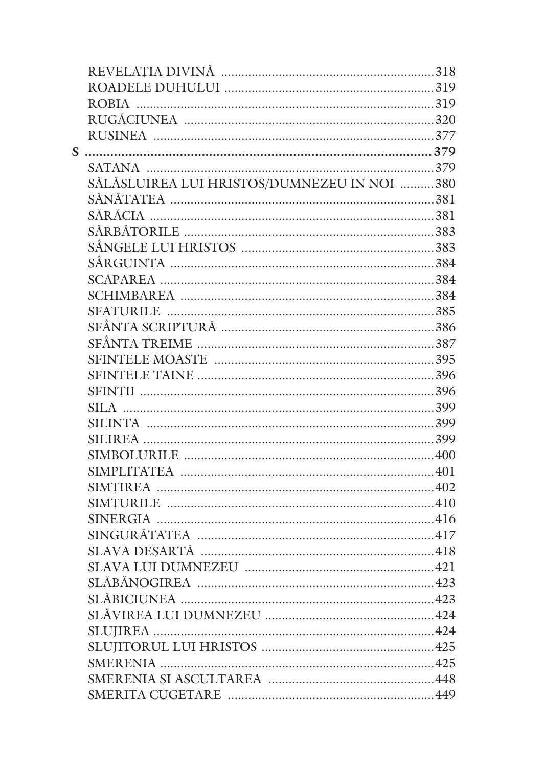REVELAȚIA DIVINĂ .......... 318
ROADELE DUHULUI .......... 319
ROBIA .......... 319
RUGĂCIUNEA .......... 320
RUȘINEA .......... 377

**S .......... 379**

SATANA .......... 379
SĂLĂȘLUIREA LUI HRISTOS/DUMNEZEU IN NOI .......... 380
SĂNĂTATEA .......... 381
SĂRĂCIA .......... 381
SĂRBĂTORILE .......... 383
SÂNGELE LUI HRISTOS .......... 383
SÂRGUINȚA .......... 384
SCĂPAREA .......... 384
SCHIMBAREA .......... 384
SFATURILE .......... 385
SFÂNTA SCRIPTURĂ .......... 386
SFÂNTA TREIME .......... 387
SFINTELE MOASTE .......... 395
SFINTELE TAINE .......... 396
SFINȚII .......... 396
SILA .......... 399
SILINȚA .......... 399
SILIREA .......... 399
SIMBOLURILE .......... 400
SIMPLITATEA .......... 401
SIMȚIREA .......... 402
SIMȚURILE .......... 410
SINERGIA .......... 416
SINGURĂTATEA .......... 417
SLAVA DEȘARTĂ .......... 418
SLAVA LUI DUMNEZEU .......... 421
SLĂBĂNOGIREA .......... 423
SLĂBICIUNEA .......... 423
SLĂVIREA LUI DUMNEZEU .......... 424
SLUJIREA .......... 424
SLUJITORUL LUI HRISTOS .......... 425
SMERENIA .......... 425
SMERENIA ȘI ASCULTAREA .......... 448
SMERITA CUGETARE .......... 449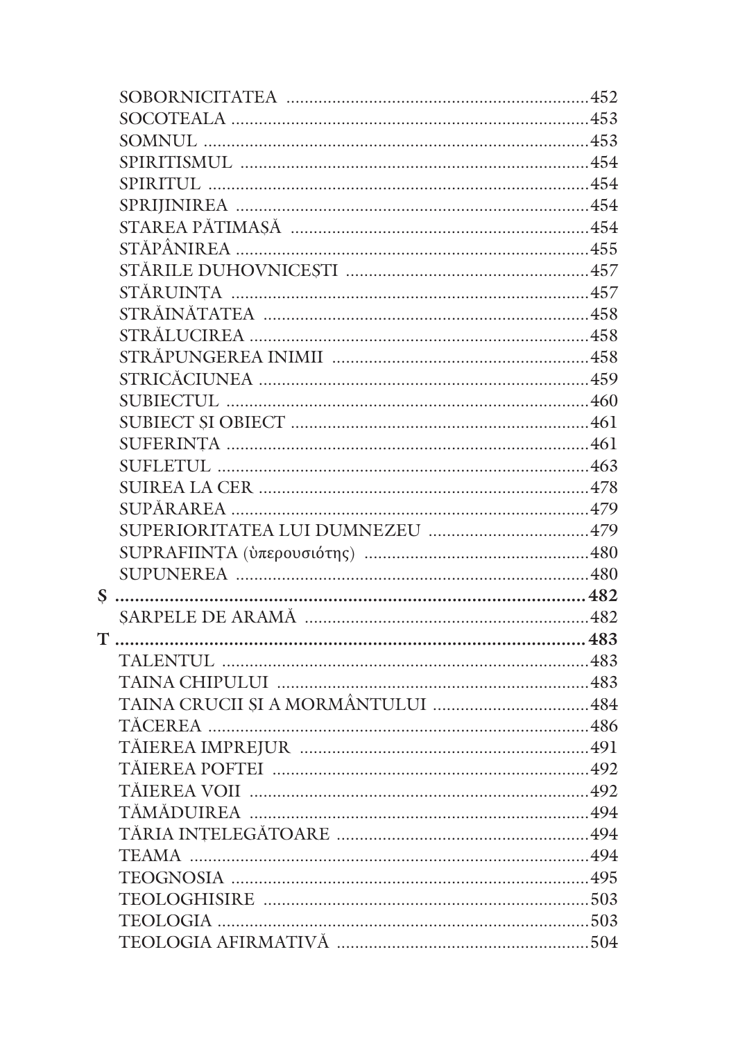SOBORNICITATEA ........................................................................ 452
SOCOTEALA .................................................................................. 453
SOMNUL ........................................................................................ 453
SPIRITISMUL ................................................................................ 454
SPIRITUL ...................................................................................... 454
SPRIJINIREA ................................................................................ 454
STAREA PĂTIMAȘĂ ..................................................................... 454
STĂPÂNIREA ................................................................................ 455
STĂRILE DUHOVNICEȘTI ........................................................... 457
STĂRUINȚA ................................................................................. 457
STRĂINĂTATEA ........................................................................... 458
STRĂLUCIREA ............................................................................. 458
STRĂPUNGEREA INIMII ............................................................. 458
STRICĂCIUNEA ........................................................................... 459
SUBIECTUL .................................................................................. 460
SUBIECT ȘI OBIECT .................................................................... 461
SUFERINȚA .................................................................................. 461
SUFLETUL ................................................................................... 463
SUIREA LA CER ........................................................................... 478
SUPĂRAREA ................................................................................. 479
SUPERIORITATEA LUI DUMNEZEU ............................................ 479
SUPRAFIINȚA (ὑπερουσιότης) .................................................... 480
SUPUNEREA ................................................................................ 480

**Ș ........................................................................................................ 482**

ȘARPELE DE ARAMĂ .................................................................. 482

**T ....................................................................................................... 483**

TALENTUL ................................................................................... 483
TAINA CHIPULUI ......................................................................... 483
TAINA CRUCII ȘI A MORMÂNTULUI ........................................... 484
TĂCEREA ..................................................................................... 486
TĂIEREA IMPREJUR .................................................................... 491
TĂIEREA POFTEI ......................................................................... 492
TĂIEREA VOII .............................................................................. 492
TĂMĂDUIREA .............................................................................. 494
TĂRIA INȚELEGĂTOARE ............................................................ 494
TEAMA ........................................................................................ 494
TEOGNOSIA ................................................................................. 495
TEOLOGHISIRE ........................................................................... 503
TEOLOGIA ................................................................................... 503
TEOLOGIA AFIRMATIVĂ ............................................................ 504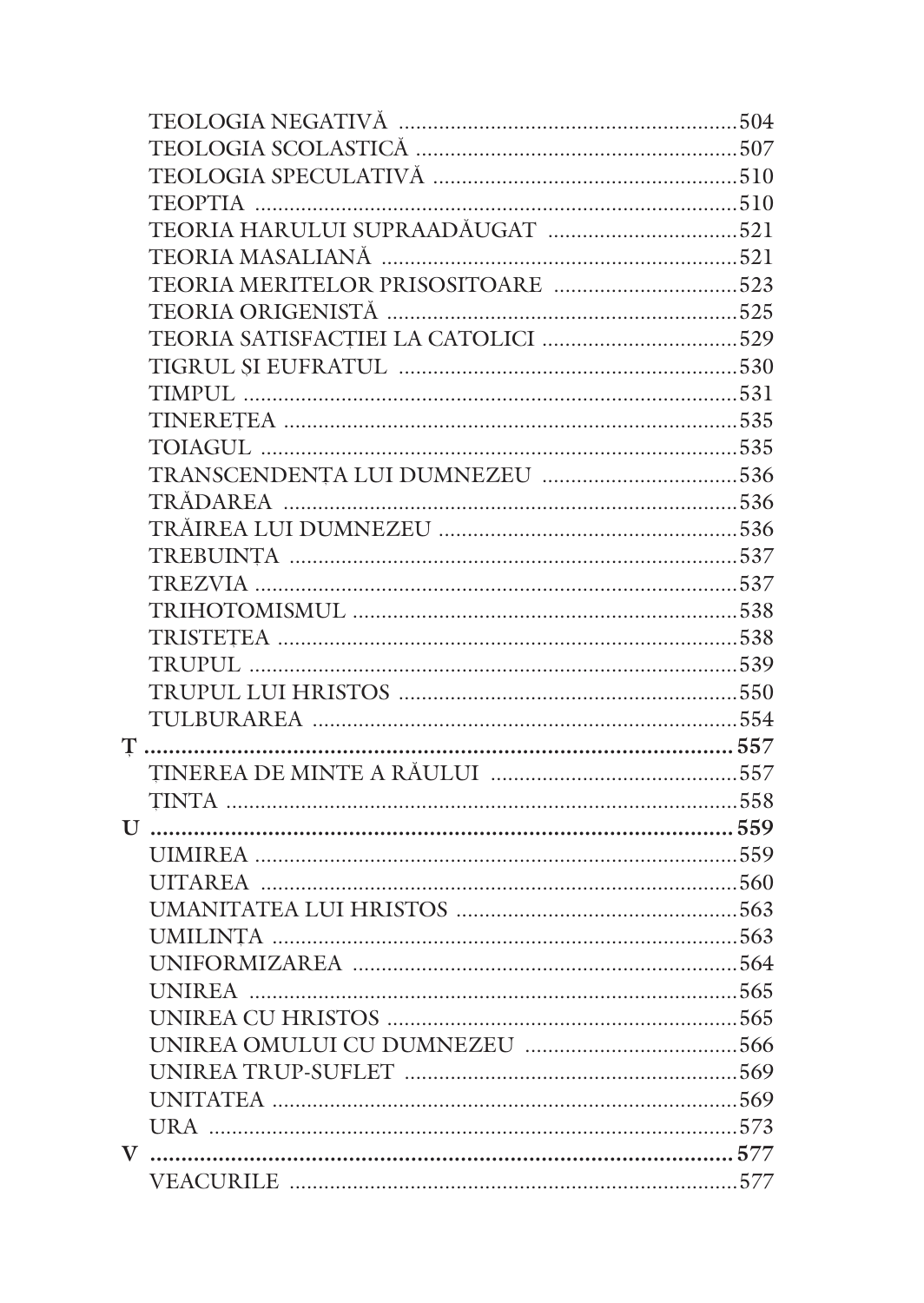TEOLOGIA NEGATIVĂ ........................................................504
TEOLOGIA SCOLASTICĂ ....................................................507
TEOLOGIA SPECULATIVĂ ..................................................510
TEOPTIA ..........................................................................510
TEORIA HARULUI SUPRAADĂUGAT ...............................521
TEORIA MASALIANĂ ........................................................521
TEORIA MERITELOR PRISOSITOARE ..............................523
TEORIA ORIGENISTĂ ......................................................525
TEORIA SATISFACȚIEI LA CATOLICI .................................529
TIGRUL ȘI EUFRATUL .....................................................530
TIMPUL ............................................................................531
TINEREȚEA .......................................................................535
TOIAGUL ..........................................................................535
TRANSCENDENȚA LUI DUMNEZEU .................................536
TRĂDAREA ........................................................................536
TRĂIREA LUI DUMNEZEU .................................................536
TREBUINȚA .......................................................................537
TREZVIA ............................................................................537
TRIHOTOMISMUL .............................................................538
TRISTEȚEA ........................................................................538
TRUPUL .............................................................................539
TRUPUL LUI HRISTOS .......................................................550
TULBURAREA ....................................................................554

**Ț** .......................................................................................**557**

ȚINEREA DE MINTE A RĂULUI .........................................557
ȚINTA ................................................................................558

**U** .......................................................................................**559**

UIMIREA ............................................................................559
UITAREA ............................................................................560
UMANITATEA LUI HRISTOS ..............................................563
UMILINȚA ..........................................................................563
UNIFORMIZAREA ..............................................................564
UNIREA .............................................................................565
UNIREA CU HRISTOS ........................................................565
UNIREA OMULUI CU DUMNEZEU ....................................566
UNIREA TRUP-SUFLET .....................................................569
UNITATEA .........................................................................569
URA ...................................................................................573

**V** .......................................................................................**577**

VEACURILE .......................................................................577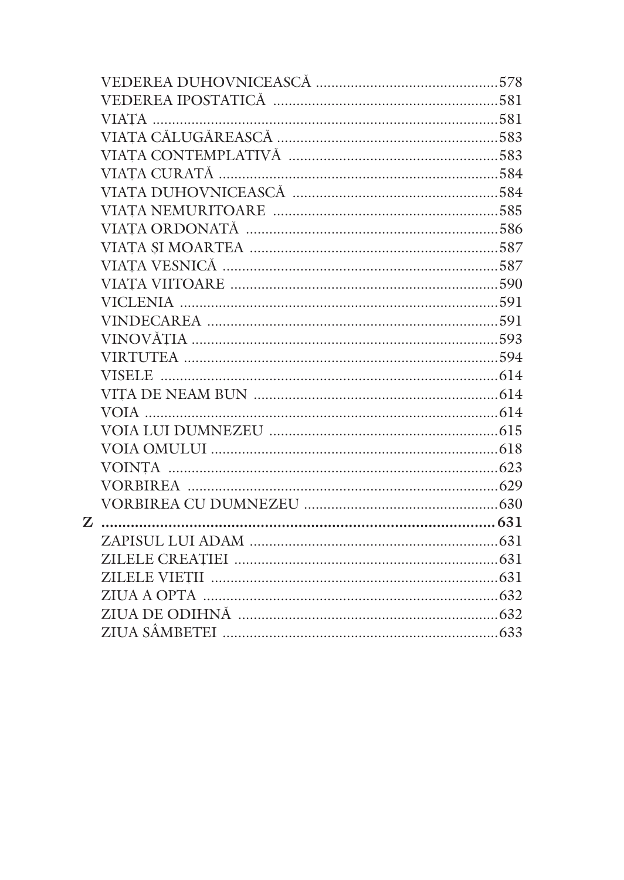VEDEREA DUHOVNICEASCĂ ..............................................578
VEDEREA IPOSTATICĂ ..........................................................581
VIAȚA ..........................................................................................581
VIAȚA CĂLUGĂREASCĂ ........................................................583
VIAȚA CONTEMPLATIVĂ ......................................................583
VIAȚA CURATĂ ........................................................................584
VIAȚA DUHOVNICEASCĂ .....................................................584
VIAȚA NEMURITOARE ..........................................................585
VIAȚA ORDONATĂ .................................................................586
VIAȚA ȘI MOARTEA ................................................................587
VIAȚA VEȘNICĂ .......................................................................587
VIAȚA VIITOARE .....................................................................590
VICLENIA ..................................................................................591
VINDECAREA ...........................................................................591
VINOVĂȚIA ...............................................................................593
VIRTUTEA .................................................................................594
VISELE .......................................................................................614
VIȚA DE NEAM BUN ...............................................................614
VOIA ...........................................................................................614
VOIA LUI DUMNEZEU ...........................................................615
VOIA OMULUI ..........................................................................618
VOINȚA .....................................................................................623
VORBIREA ................................................................................629
VORBIREA CU DUMNEZEU ..................................................630

**Z ................................................................................................631**

ZAPISUL LUI ADAM ................................................................631
ZILELE CREAȚIEI ....................................................................631
ZILELE VIEȚII ..........................................................................631
ZIUA A OPTA ............................................................................632
ZIUA DE ODIHNĂ ...................................................................632
ZIUA SÂMBETEI ......................................................................633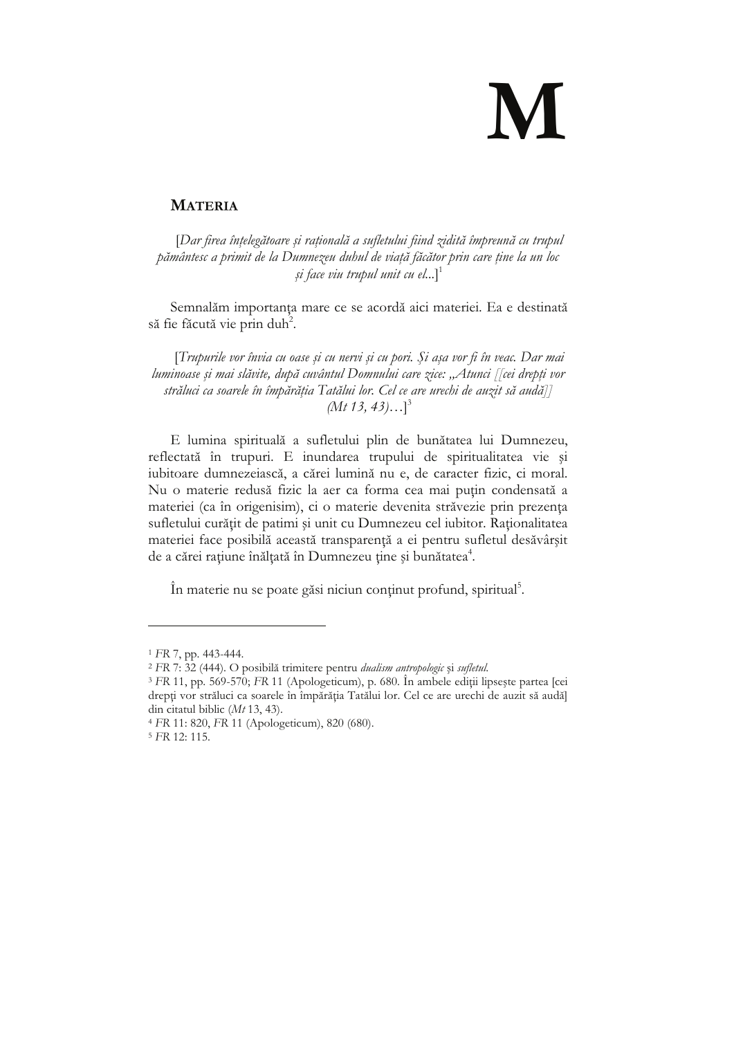# M

## MATERIA

*[Dar firea înțelegătoare și rațională a sufletului fiind zidită împreună cu trupul pământesc a primit de la Dumnezeu duhul de viață făcător prin care ține la un loc și face viu trupul unit cu el...]*[1]

Semnalăm importanța mare ce se acordă aici materiei. Ea e destinată să fie făcută vie prin duh[2].

*[Trupurile vor învia cu oase și cu nervi și cu pori. Și așa vor fi în veac. Dar mai luminoase și mai slăvite, după cuvântul Domnului care zice: „Atunci [[cei drepți vor străluci ca soarele în împărăția Tatălui lor. Cel ce are urechi de auzit să audă]] (Mt 13, 43)…]*[3]

E lumina spirituală a sufletului plin de bunătatea lui Dumnezeu, reflectată în trupuri. E inundarea trupului de spiritualitatea vie și iubitoare dumnezeiască, a cărei lumină nu e, de caracter fizic, ci moral. Nu o materie redusă fizic la aer ca forma cea mai puțin condensată a materiei (ca în origenism), ci o materie devenita străvezie prin prezența sufletului curățit de patimi și unit cu Dumnezeu cel iubitor. Raționalitatea materiei face posibilă această transparență a ei pentru sufletul desăvârșit de a cărei rațiune înălțată în Dumnezeu ține și bunătatea[4].

În materie nu se poate găsi niciun conținut profund, spiritual[5].

---

[1] *FR* 7, pp. 443-444.

[2] *FR* 7: 32 (444). O posibilă trimitere pentru *dualism antropologic* și *sufletul*.

[3] *FR* 11, pp. 569-570; *FR* 11 (Apologeticum), p. 680. În ambele ediții lipsește partea [cei drepți vor străluci ca soarele în împărăția Tatălui lor. Cel ce are urechi de auzit să audă] din citatul biblic (*Mt* 13, 43).

[4] *FR* 11: 820, *FR* 11 (Apologeticum), 820 (680).

[5] *FR* 12: 115.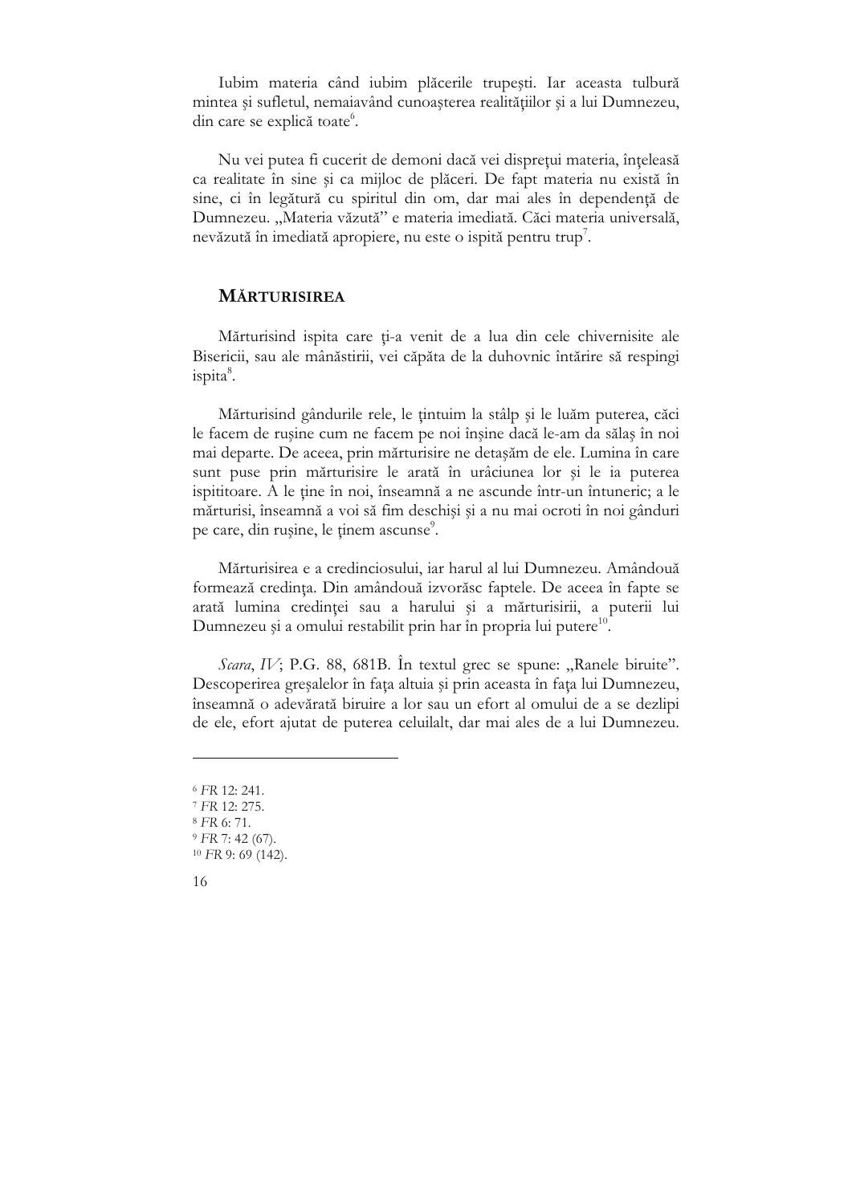Iubim materia când iubim plăcerile trupești. Iar aceasta tulbură mintea și sufletul, nemaiavând cunoașterea realităților și a lui Dumnezeu, din care se explică toate[6].

Nu vei putea fi cucerit de demoni dacă vei disprețui materia, înțeleasă ca realitate în sine și ca mijloc de plăceri. De fapt materia nu există în sine, ci în legătură cu spiritul din om, dar mai ales în dependență de Dumnezeu. „Materia văzută" e materia imediată. Căci materia universală, nevăzută în imediată apropiere, nu este o ispită pentru trup[7].

## MĂRTURISIREA

Mărturisind ispita care ți-a venit de a lua din cele chivernisite ale Bisericii, sau ale mânăstirii, vei căpăta de la duhovnic întărire să respingi ispita[8].

Mărturisind gândurile rele, le țintuim la stâlp și le luăm puterea, căci le facem de rușine cum ne facem pe noi înșine dacă le-am da sălaș în noi mai departe. De aceea, prin mărturisire ne detașăm de ele. Lumina în care sunt puse prin mărturisire le arată în urâciunea lor și le ia puterea ispititoare. A le ține în noi, înseamnă a ne ascunde într-un întuneric; a le mărturisi, înseamnă a voi să fim deschiși și a nu mai ocroti în noi gânduri pe care, din rușine, le ținem ascunse[9].

Mărturisirea e a credinciosului, iar harul al lui Dumnezeu. Amândouă formează credința. Din amândouă izvorăsc faptele. De aceea în fapte se arată lumina credinței sau a harului și a mărturisirii, a puterii lui Dumnezeu și a omului restabilit prin har în propria lui putere[10].

*Scara*, *IV*; P.G. 88, 681B. În textul grec se spune: „Ranele biruite". Descoperirea greșalelor în fața altuia și prin aceasta în fața lui Dumnezeu, înseamnă o adevărată biruire a lor sau un efort al omului de a se dezlipi de ele, efort ajutat de puterea celuilalt, dar mai ales de a lui Dumnezeu.

---

[6] *FR* 12: 241.
[7] *FR* 12: 275.
[8] *FR* 6: 71.
[9] *FR* 7: 42 (67).
[10] *FR* 9: 69 (142).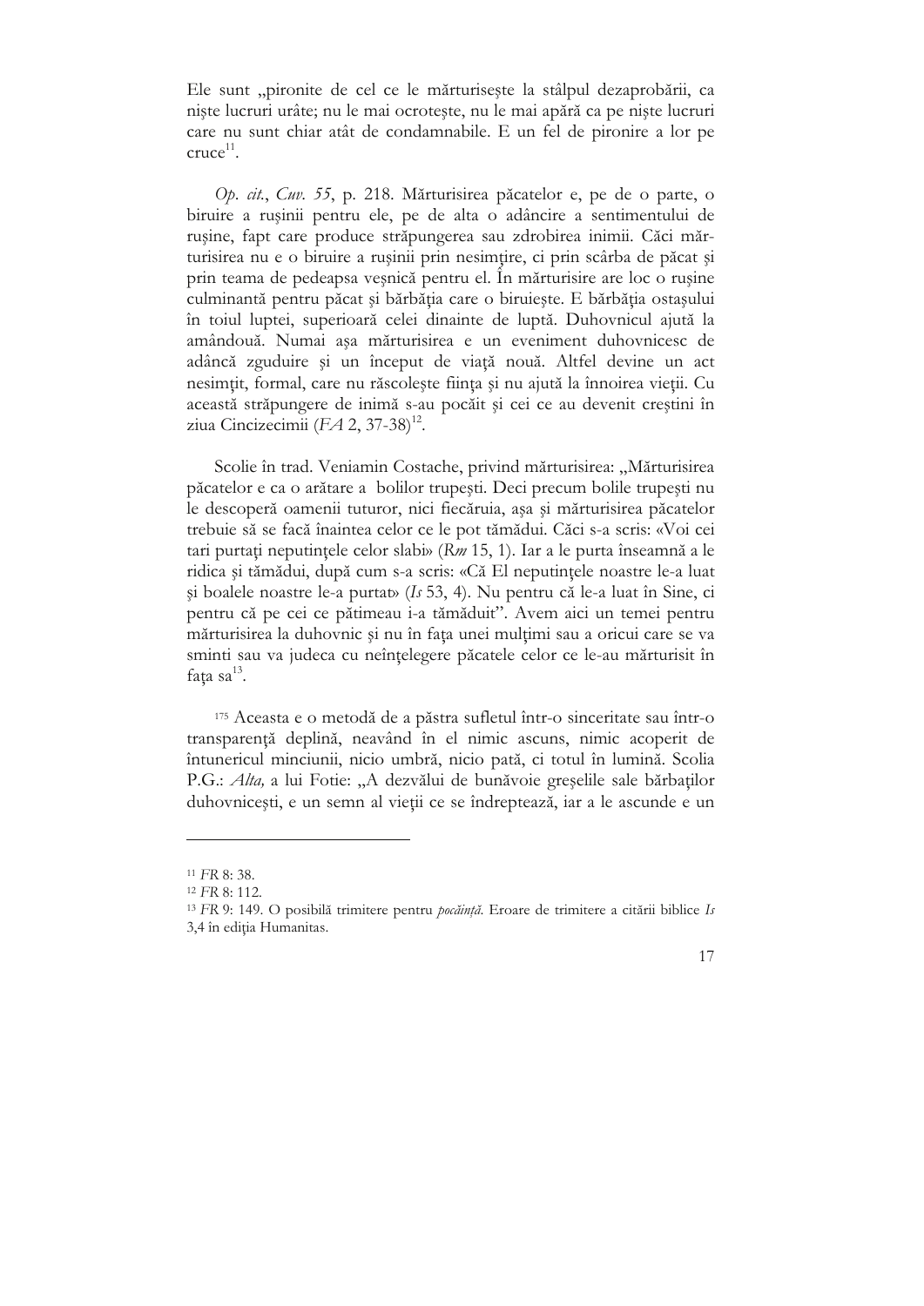Ele sunt „pironite de cel ce le mărturisește la stâlpul dezaprobării, ca niște lucruri urâte; nu le mai ocrotește, nu le mai apără ca pe niște lucruri care nu sunt chiar atât de condamnabile. E un fel de pironire a lor pe cruce[11].

*Op. cit.*, *Cuv. 55*, p. 218. Mărturisirea păcatelor e, pe de o parte, o biruire a rușinii pentru ele, pe de alta o adâncire a sentimentului de rușine, fapt care produce străpungerea sau zdrobirea inimii. Căci mărturisirea nu e o biruire a rușinii prin nesimțire, ci prin scârba de păcat și prin teama de pedeapsa veșnică pentru el. În mărturisire are loc o rușine culminantă pentru păcat și bărbăția care o biruiește. E bărbăția ostașului în toiul luptei, superioară celei dinainte de luptă. Duhovnicul ajută la amândouă. Numai așa mărturisirea e un eveniment duhovnicesc de adâncă zguduire și un început de viață nouă. Altfel devine un act nesimțit, formal, care nu răscolește ființa și nu ajută la înnoirea vieții. Cu această străpungere de inimă s-au pocăit și cei ce au devenit creștini în ziua Cincizecimii (*FA* 2, 37-38)[12].

Scolie în trad. Veniamin Costache, privind mărturisirea: „Mărturisirea păcatelor e ca o arătare a bolilor trupești. Deci precum bolile trupești nu le descoperă oamenii tuturor, nici fiecăruia, așa și mărturisirea păcatelor trebuie să se facă înaintea celor ce le pot tămădui. Căci s-a scris: «Voi cei tari purtați neputințele celor slabi» (*Rm* 15, 1). Iar a le purta înseamnă a le ridica și tămădui, după cum s-a scris: «Că El neputințele noastre le-a luat și boalele noastre le-a purtat» (*Is* 53, 4). Nu pentru că le-a luat în Sine, ci pentru că pe cei ce pătimeau i-a tămăduit". Avem aici un temei pentru mărturisirea la duhovnic și nu în fața unei mulțimi sau a oricui care se va sminti sau va judeca cu neînțelegere păcatele celor ce le-au mărturisit în fața sa[13].

175 Aceasta e o metodă de a păstra sufletul într-o sinceritate sau într-o transparență deplină, neavând în el nimic ascuns, nimic acoperit de întunericul minciunii, nicio umbră, nicio pată, ci totul în lumină. Scolia P.G.: *Alta,* a lui Fotie: „A dezvălui de bunăvoie greșelile sale bărbaților duhovnicești, e un semn al vieții ce se îndreptează, iar a le ascunde e un

---

[11] *FR* 8: 38.

[12] *FR* 8: 112.

[13] *FR* 9: 149. O posibilă trimitere pentru *pocăință*. Eroare de trimitere a citării biblice *Is* 3,4 în ediția Humanitas.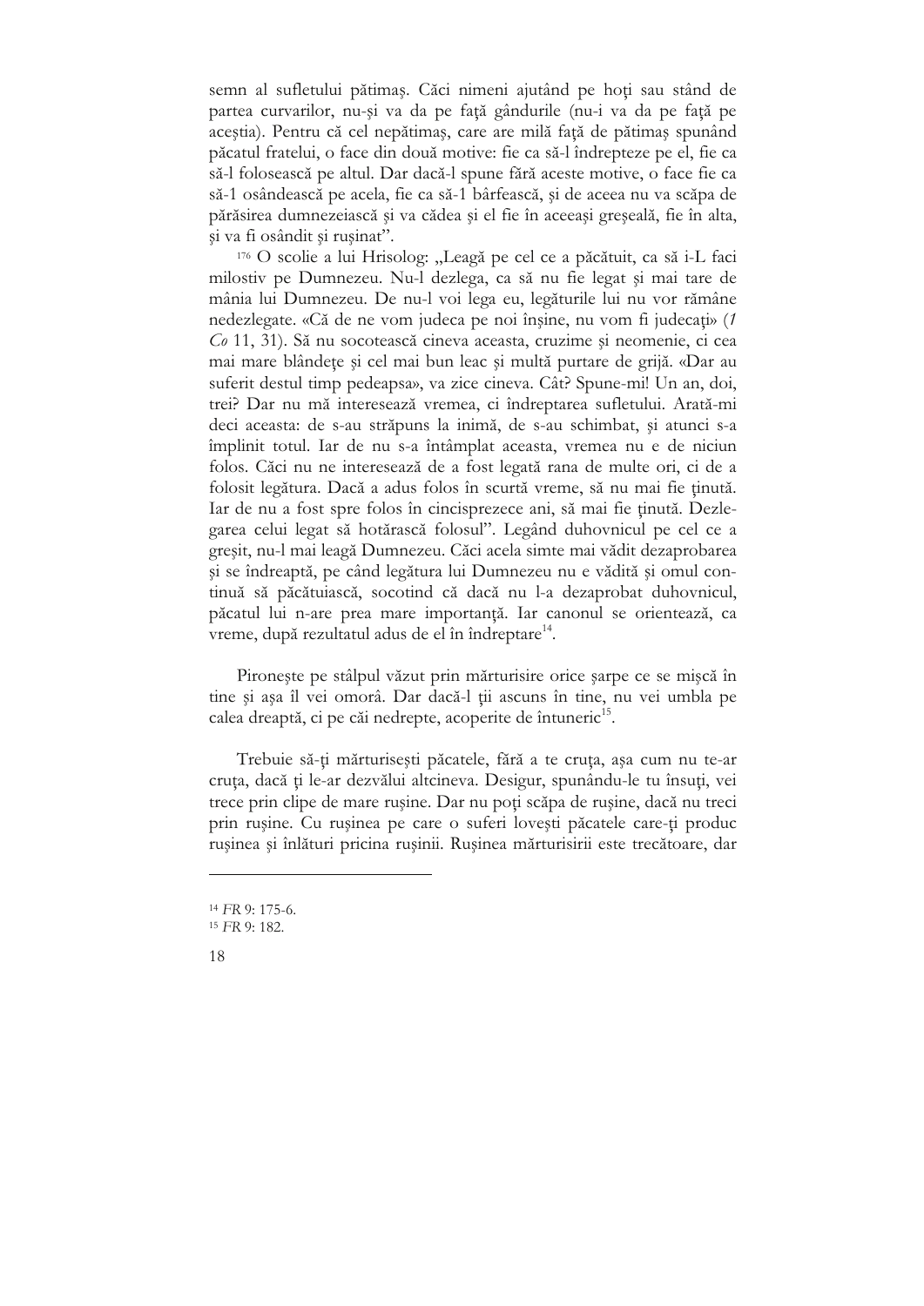semn al sufletului pătimaș. Căci nimeni ajutând pe hoți sau stând de partea curvarilor, nu-și va da pe față gândurile (nu-i va da pe față pe aceștia). Pentru că cel nepătimaș, care are milă față de pătimaș spunând păcatul fratelui, o face din două motive: fie ca să-l îndrepteze pe el, fie ca să-l folosească pe altul. Dar dacă-l spune fără aceste motive, o face fie ca să-1 osândească pe acela, fie ca să-1 bârfească, și de aceea nu va scăpa de părăsirea dumnezeiască și va cădea și el fie în aceeași greșeală, fie în alta, și va fi osândit și rușinat".

[176] O scolie a lui Hrisolog: „Leagă pe cel ce a păcătuit, ca să i-L faci milostiv pe Dumnezeu. Nu-l dezlega, ca să nu fie legat și mai tare de mânia lui Dumnezeu. De nu-l voi lega eu, legăturile lui nu vor rămâne nedezlegate. «Că de ne vom judeca pe noi înșine, nu vom fi judecați» (*1 Co* 11, 31). Să nu socotească cineva aceasta, cruzime și neomenie, ci cea mai mare blândețe și cel mai bun leac și multă purtare de grijă. «Dar au suferit destul timp pedeapsa», va zice cineva. Cât? Spune-mi! Un an, doi, trei? Dar nu mă interesează vremea, ci îndreptarea sufletului. Arată-mi deci aceasta: de s-au străpuns la inimă, de s-au schimbat, și atunci s-a împlinit totul. Iar de nu s-a întâmplat aceasta, vremea nu e de niciun folos. Căci nu ne interesează de a fost legată rana de multe ori, ci de a folosit legătura. Dacă a adus folos în scurtă vreme, să nu mai fie ținută. Iar de nu a fost spre folos în cincisprezece ani, să mai fie ținută. Dezlegarea celui legat să hotărască folosul". Legând duhovnicul pe cel ce a greșit, nu-l mai leagă Dumnezeu. Căci acela simte mai vădit dezaprobarea și se îndreaptă, pe când legătura lui Dumnezeu nu e vădită și omul continuă să păcătuiască, socotind că dacă nu l-a dezaprobat duhovnicul, păcatul lui n-are prea mare importanță. Iar canonul se orientează, ca vreme, după rezultatul adus de el în îndreptare[14].

Pironește pe stâlpul văzut prin mărturisire orice șarpe ce se mișcă în tine și așa îl vei omorâ. Dar dacă-l ții ascuns în tine, nu vei umbla pe calea dreaptă, ci pe căi nedrepte, acoperite de întuneric[15].

Trebuie să-ți mărturisești păcatele, fără a te cruța, așa cum nu te-ar cruța, dacă ți le-ar dezvălui altcineva. Desigur, spunându-le tu însuți, vei trece prin clipe de mare rușine. Dar nu poți scăpa de rușine, dacă nu treci prin rușine. Cu rușinea pe care o suferi lovești păcatele care-ți produc rușinea și înlături pricina rușinii. Rușinea mărturisirii este trecătoare, dar

---

[14] *FR* 9: 175-6.

[15] *FR* 9: 182.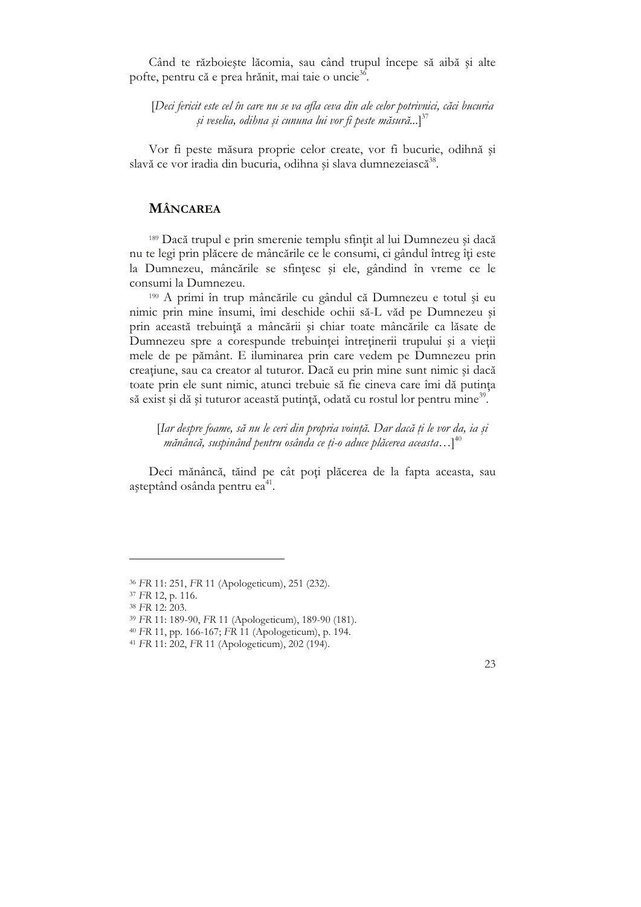Când te războiește lăcomia, sau când trupul începe să aibă și alte pofte, pentru că e prea hrănit, mai taie o uncie[36].

[*Deci fericit este cel în care nu se va afla ceva din ale celor potrivnici, căci bucuria și veselia, odihna și cununa lui vor fi peste măsură*...][37]

Vor fi peste măsura proprie celor create, vor fi bucurie, odihnă și slavă ce vor iradia din bucuria, odihna și slava dumnezeiască[38].

## MÂNCAREA

[189] Dacă trupul e prin smerenie templu sfințit al lui Dumnezeu și dacă nu te legi prin plăcere de mâncările ce le consumi, ci gândul întreg îți este la Dumnezeu, mâncările se sfințesc și ele, gândind în vreme ce le consumi la Dumnezeu.

[190] A primi în trup mâncările cu gândul că Dumnezeu e totul și eu nimic prin mine însumi, îmi deschide ochii să-L văd pe Dumnezeu și prin această trebuință a mâncării și chiar toate mâncările ca lăsate de Dumnezeu spre a corespunde trebuinței întreținerii trupului și a vieții mele de pe pământ. E iluminarea prin care vedem pe Dumnezeu prin creațiune, sau ca creator al tuturor. Dacă eu prin mine sunt nimic și dacă toate prin ele sunt nimic, atunci trebuie să fie cineva care îmi dă putința să exist și dă și tuturor această putință, odată cu rostul lor pentru mine[39].

[*Iar despre foame, să nu le ceri din propria voință. Dar dacă ți le vor da, ia și mănâncă, suspinând pentru osânda ce ți-o aduce plăcerea aceasta*…][40]

Deci mănâncă, tăind pe cât poți plăcerea de la fapta aceasta, sau așteptând osânda pentru ea[41].

---

[36] *FR* 11: 251, *FR* 11 (Apologeticum), 251 (232).
[37] *FR* 12, p. 116.
[38] *FR* 12: 203.
[39] *FR* 11: 189-90, *FR* 11 (Apologeticum), 189-90 (181).
[40] *FR* 11, pp. 166-167; *FR* 11 (Apologeticum), p. 194.
[41] *FR* 11: 202, *FR* 11 (Apologeticum), 202 (194).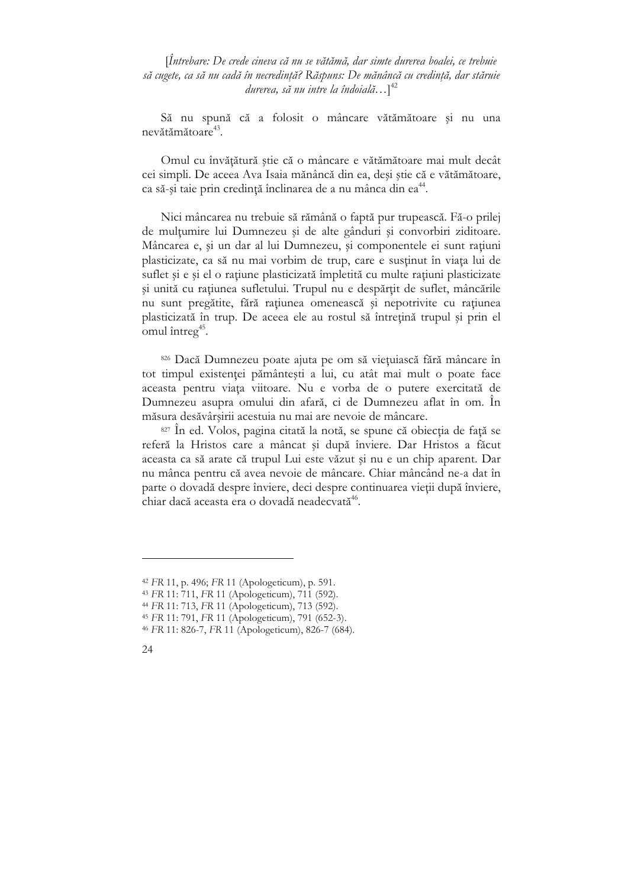*[Întrebare: De crede cineva că nu se vătămă, dar simte durerea boalei, ce trebuie să cugete, ca să nu cadă în necredință? Răspuns: De mănâncă cu credință, dar stăruie durerea, să nu intre la îndoială…]*[42]

Să nu spună că a folosit o mâncare vătămătoare și nu una nevătămătoare[43].

Omul cu învățătură știe că o mâncare e vătămătoare mai mult decât cei simpli. De aceea Ava Isaia mănâncă din ea, deși știe că e vătămătoare, ca să-și taie prin credință înclinarea de a nu mânca din ea[44].

Nici mâncarea nu trebuie să rămână o faptă pur trupească. Fă-o prilej de mulțumire lui Dumnezeu și de alte gânduri și convorbiri ziditoare. Mâncarea e, și un dar al lui Dumnezeu, și componentele ei sunt rațiuni plasticizate, ca să nu mai vorbim de trup, care e susținut în viața lui de suflet și e și el o rațiune plasticizată împletită cu multe rațiuni plasticizate și unită cu rațiunea sufletului. Trupul nu e despărțit de suflet, mâncările nu sunt pregătite, fără rațiunea omenească și nepotrivite cu rațiunea plasticizată în trup. De aceea ele au rostul să întrețină trupul și prin el omul întreg[45].

[826] Dacă Dumnezeu poate ajuta pe om să viețuiască fără mâncare în tot timpul existenței pământești a lui, cu atât mai mult o poate face aceasta pentru viața viitoare. Nu e vorba de o putere exercitată de Dumnezeu asupra omului din afară, ci de Dumnezeu aflat în om. În măsura desăvârșirii acestuia nu mai are nevoie de mâncare.

[827] În ed. Volos, pagina citată la notă, se spune că obiecția de față se referă la Hristos care a mâncat și după înviere. Dar Hristos a făcut aceasta ca să arate că trupul Lui este văzut și nu e un chip aparent. Dar nu mânca pentru că avea nevoie de mâncare. Chiar mâncând ne-a dat în parte o dovadă despre înviere, deci despre continuarea vieții după înviere, chiar dacă aceasta era o dovadă neadecvată[46].

---

[42] *FR* 11, p. 496; *FR* 11 (Apologeticum), p. 591.

[43] *FR* 11: 711, *FR* 11 (Apologeticum), 711 (592).

[44] *FR* 11: 713, *FR* 11 (Apologeticum), 713 (592).

[45] *FR* 11: 791, *FR* 11 (Apologeticum), 791 (652-3).

[46] *FR* 11: 826-7, *FR* 11 (Apologeticum), 826-7 (684).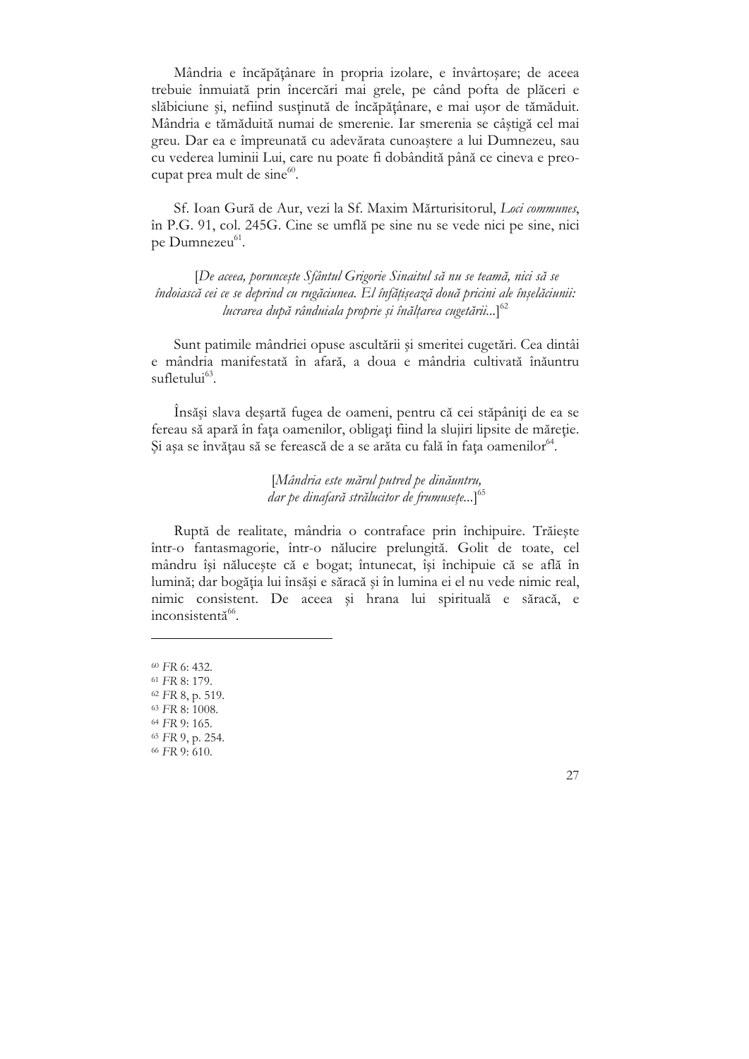Mândria e încăpățânare în propria izolare, e învârtoșare; de aceea trebuie înmuiată prin încercări mai grele, pe când pofta de plăceri e slăbiciune și, nefiind susținută de încăpățânare, e mai ușor de tămăduit. Mândria e tămăduită numai de smerenie. Iar smerenia se câștigă cel mai greu. Dar ea e împreunată cu adevărata cunoaștere a lui Dumnezeu, sau cu vederea luminii Lui, care nu poate fi dobândită până ce cineva e preocupat prea mult de sine[60].

Sf. Ioan Gură de Aur, vezi la Sf. Maxim Mărturisitorul, *Loci communes*, în P.G. 91, col. 245G. Cine se umflă pe sine nu se vede nici pe sine, nici pe Dumnezeu[61].

[*De aceea, poruncește Sfântul Grigorie Sinaitul să nu se teamă, nici să se îndoiască cei ce se deprind cu rugăciunea. El înfățișează două pricini ale înșelăciunii: lucrarea după rânduiala proprie și înălțarea cugetării...*][62]

Sunt patimile mândriei opuse ascultării și smeritei cugetări. Cea dintâi e mândria manifestată în afară, a doua e mândria cultivată înăuntru sufletului[63].

Însăși slava deșartă fugea de oameni, pentru că cei stăpâniți de ea se fereau să apară în fața oamenilor, obligați fiind la slujiri lipsite de măreție. Și așa se învățau să se ferească de a se arăta cu fală în fața oamenilor[64].

[*Mândria este mărul putred pe dinăuntru,*
*dar pe dinafară strălucitor de frumusețe...*][65]

Ruptă de realitate, mândria o contraface prin închipuire. Trăiește într-o fantasmagorie, într-o nălucire prelungită. Golit de toate, cel mândru își nălucește că e bogat; întunecat, își închipuie că se află în lumină; dar bogăția lui însăși e săracă și în lumina ei el nu vede nimic real, nimic consistent. De aceea și hrana lui spirituală e săracă, e inconsistentă[66].

---

[60] *FR* 6: 432.
[61] *FR* 8: 179.
[62] *FR* 8, p. 519.
[63] *FR* 8: 1008.
[64] *FR* 9: 165.
[65] *FR* 9, p. 254.
[66] *FR* 9: 610.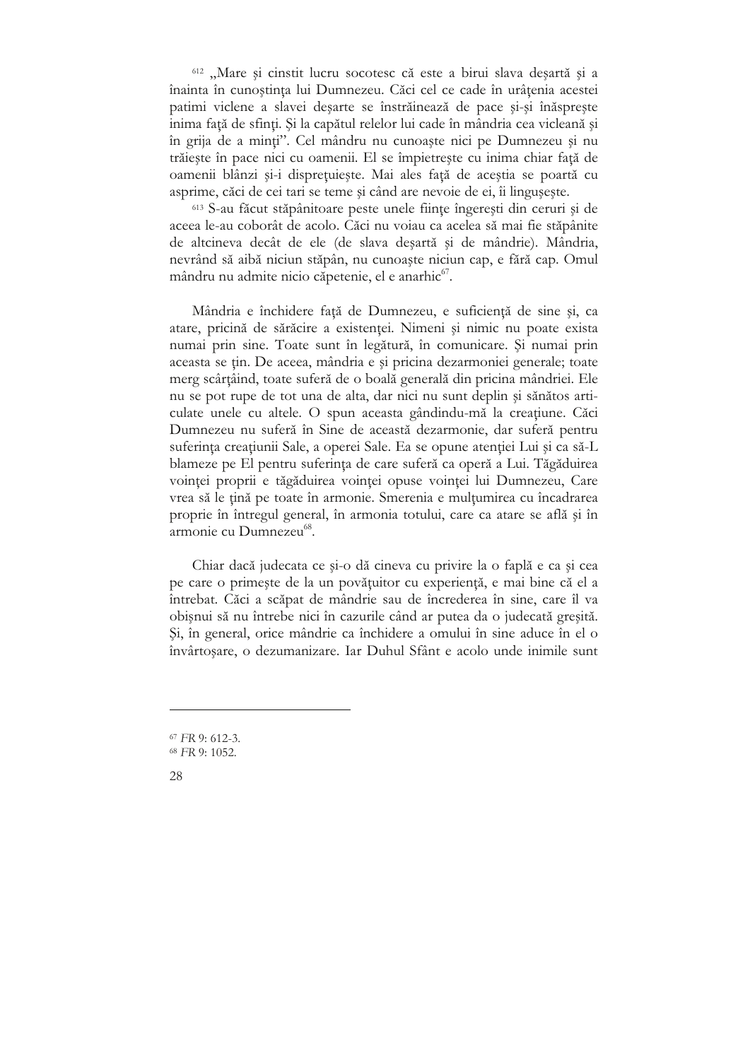[612] „Mare și cinstit lucru socotesc că este a birui slava deșartă și a înainta în cunoștința lui Dumnezeu. Căci cel ce cade în urâțenia acestei patimi viclene a slavei deșarte se înstrăinează de pace și-și înăsprește inima față de sfinți. Și la capătul relelor lui cade în mândria cea vicleană și în grija de a minți". Cel mândru nu cunoaște nici pe Dumnezeu și nu trăiește în pace nici cu oamenii. El se împietrește cu inima chiar față de oamenii blânzi și-i disprețuiește. Mai ales față de aceștia se poartă cu asprime, căci de cei tari se teme și când are nevoie de ei, îi lingușește.

[613] S-au făcut stăpânitoare peste unele ființe îngerești din ceruri și de aceea le-au coborât de acolo. Căci nu voiau ca acelea să mai fie stăpânite de altcineva decât de ele (de slava deșartă și de mândrie). Mândria, nevrând să aibă niciun stăpân, nu cunoaște niciun cap, e fără cap. Omul mândru nu admite nicio căpetenie, el e anarhic[67].

Mândria e închidere față de Dumnezeu, e suficiență de sine și, ca atare, pricină de sărăcire a existenței. Nimeni și nimic nu poate exista numai prin sine. Toate sunt în legătură, în comunicare. Și numai prin aceasta se țin. De aceea, mândria e și pricina dezarmoniei generale; toate merg scârțâind, toate suferă de o boală generală din pricina mândriei. Ele nu se pot rupe de tot una de alta, dar nici nu sunt deplin și sănătos articulate unele cu altele. O spun aceasta gândindu-mă la creațiune. Căci Dumnezeu nu suferă în Sine de această dezarmonie, dar suferă pentru suferința creațiunii Sale, a operei Sale. Ea se opune atenției Lui și ca să-L blameze pe El pentru suferința de care suferă ca operă a Lui. Tăgăduirea voinței proprii e tăgăduirea voinței opuse voinței lui Dumnezeu, Care vrea să le țină pe toate în armonie. Smerenia e mulțumirea cu încadrarea proprie în întregul general, în armonia totului, care ca atare se află și în armonie cu Dumnezeu[68].

Chiar dacă judecata ce și-o dă cineva cu privire la o faptă e ca și cea pe care o primește de la un povățuitor cu experiență, e mai bine că el a întrebat. Căci a scăpat de mândrie sau de încrederea în sine, care îl va obișnui să nu întrebe nici în cazurile când ar putea da o judecată greșită. Și, în general, orice mândrie ca închidere a omului în sine aduce în el o învârtoșare, o dezumanizare. Iar Duhul Sfânt e acolo unde inimile sunt

---

[67] *FR* 9: 612-3.

[68] *FR* 9: 1052.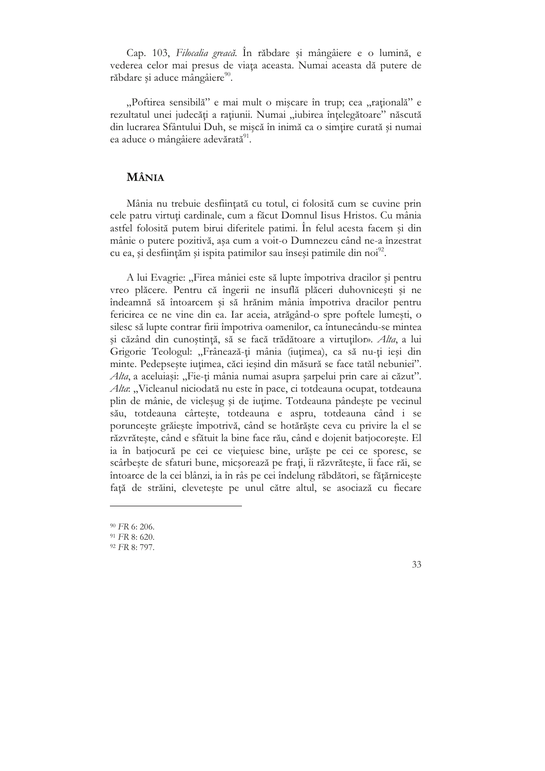Cap. 103, *Filocalia greacă*. În răbdare și mângâiere e o lumină, e vederea celor mai presus de viața aceasta. Numai aceasta dă putere de răbdare și aduce mângâiere[90].

„Poftirea sensibilă" e mai mult o mișcare în trup; cea „rațională" e rezultatul unei judecăți a rațiunii. Numai „iubirea înțelegătoare" născută din lucrarea Sfântului Duh, se mișcă în inimă ca o simțire curată și numai ea aduce o mângâiere adevărată[91].

## MÂNIA

Mânia nu trebuie desființată cu totul, ci folosită cum se cuvine prin cele patru virtuți cardinale, cum a făcut Domnul Iisus Hristos. Cu mânia astfel folosită putem birui diferitele patimi. În felul acesta facem și din mânie o putere pozitivă, așa cum a voit-o Dumnezeu când ne-a înzestrat cu ea, și desființăm și ispita patimilor sau înseși patimile din noi[92].

A lui Evagrie: „Firea mâniei este să lupte împotriva dracilor și pentru vreo plăcere. Pentru că îngerii ne insuflă plăceri duhovnicești și ne îndeamnă să întoarcem și să hrănim mânia împotriva dracilor pentru fericirea ce ne vine din ea. Iar aceia, atrăgând-o spre poftele lumești, o silesc să lupte contrar firii împotriva oamenilor, ca întunecându-se mintea și căzând din cunoștință, să se facă trădătoare a virtuților». *Alta*, a lui Grigorie Teologul: „Frânează-ți mânia (iuțimea), ca să nu-ți ieși din minte. Pedepsește iuțimea, căci ieșind din măsură se face tatăl nebuniei". *Alta*, a aceluiași: „Fie-ți mânia numai asupra șarpelui prin care ai căzut". *Alta*: „Vicleanul niciodată nu este în pace, ci totdeauna ocupat, totdeauna plin de mânie, de vicleșug și de iuțime. Totdeauna pândește pe vecinul său, totdeauna cârtește, totdeauna e aspru, totdeauna când i se poruncește grăiește împotrivă, când se hotărăște ceva cu privire la el se răzvrătește, când e sfătuit la bine face rău, când e dojenit batjocorește. El ia în batjocură pe cei ce viețuiesc bine, urăște pe cei ce sporesc, se scârbește de sfaturi bune, micșorează pe frați, îi răzvrătește, îi face răi, se întoarce de la cei blânzi, ia în râs pe cei îndelung răbdători, se fățărnicește față de străini, clevetește pe unul către altul, se asociază cu fiecare

---

[90] *FR* 6: 206.

[91] *FR* 8: 620.

[92] *FR* 8: 797.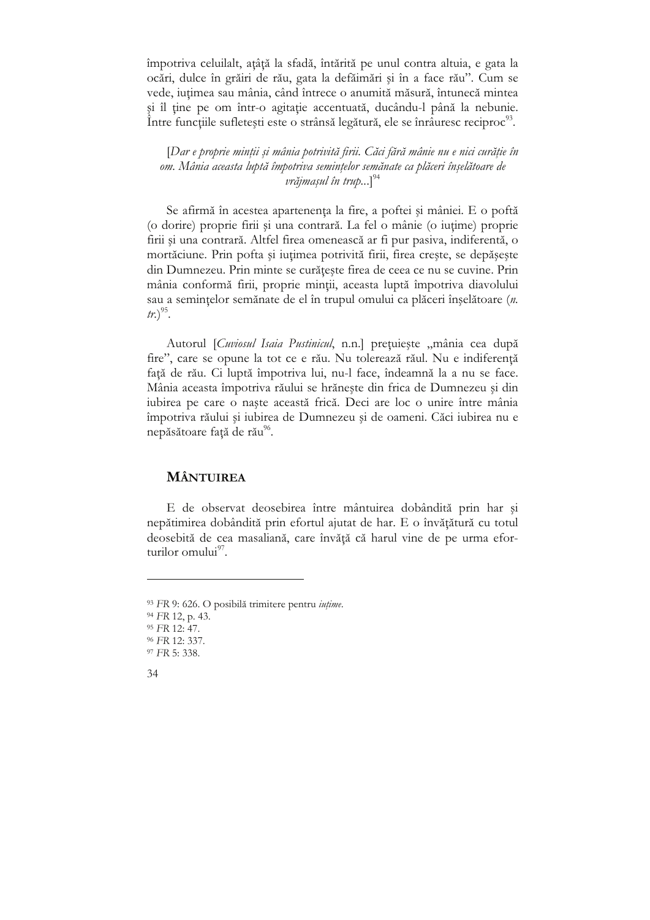împotriva celuilalt, ațâță la sfadă, întărită pe unul contra altuia, e gata la ocări, dulce în grăiri de rău, gata la defăimări și în a face rău". Cum se vede, iuțimea sau mânia, când întrece o anumită măsură, întunecă mintea și îl ține pe om într-o agitație accentuată, ducându-l până la nebunie. Între funcțiile sufletești este o strânsă legătură, ele se înrăuresc reciproc[93].

> [*Dar e proprie minții și mânia potrivită firii. Căci fără mânie nu e nici curăție în om. Mânia aceasta luptă împotriva semințelor semănate ca plăceri înșelătoare de vrăjmașul în trup*...][94]

Se afirmă în acestea apartenența la fire, a poftei și mâniei. E o poftă (o dorire) proprie firii și una contrară. La fel o mânie (o iuțime) proprie firii și una contrară. Altfel firea omenească ar fi pur pasiva, indiferentă, o mortăciune. Prin pofta și iuțimea potrivită firii, firea crește, se depășește din Dumnezeu. Prin minte se curățește firea de ceea ce nu se cuvine. Prin mânia conformă firii, proprie minții, aceasta luptă împotriva diavolului sau a semințelor semănate de el în trupul omului ca plăceri înșelătoare (*n. tr.*)[95].

Autorul [*Cuviosul Isaia Pustinicul*, n.n.] prețuiește „mânia cea după fire", care se opune la tot ce e rău. Nu tolerează răul. Nu e indiferență față de rău. Ci luptă împotriva lui, nu-l face, îndeamnă la a nu se face. Mânia aceasta împotriva răului se hrănește din frica de Dumnezeu și din iubirea pe care o naște această frică. Deci are loc o unire între mânia împotriva răului și iubirea de Dumnezeu și de oameni. Căci iubirea nu e nepăsătoare față de rău[96].

## MÂNTUIREA

E de observat deosebirea între mântuirea dobândită prin har și nepătimirea dobândită prin efortul ajutat de har. E o învățătură cu totul deosebită de cea masaliană, care învăță că harul vine de pe urma eforturilor omului[97].

---

[93] *FR* 9: 626. O posibilă trimitere pentru *iuțime*.
[94] *FR* 12, p. 43.
[95] *FR* 12: 47.
[96] *FR* 12: 337.
[97] *FR* 5: 338.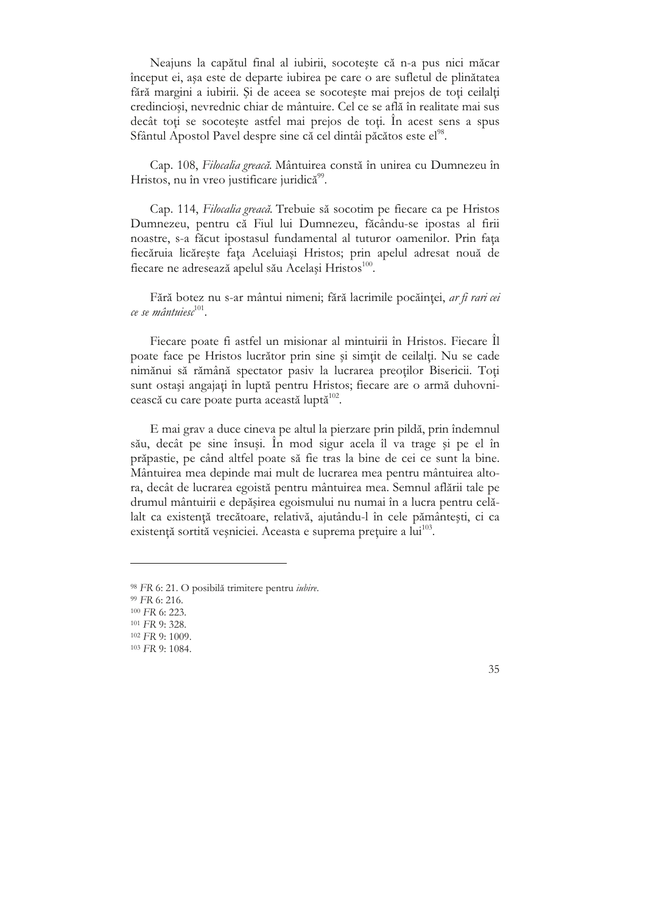Neajuns la capătul final al iubirii, socotește că n-a pus nici măcar început ei, așa este de departe iubirea pe care o are sufletul de plinătatea fără margini a iubirii. Și de aceea se socotește mai prejos de toți ceilalți credincioși, nevrednic chiar de mântuire. Cel ce se află în realitate mai sus decât toți se socotește astfel mai prejos de toți. În acest sens a spus Sfântul Apostol Pavel despre sine că cel dintâi păcătos este el[98].

Cap. 108, *Filocalia greacă*. Mântuirea constă în unirea cu Dumnezeu în Hristos, nu în vreo justificare juridică[99].

Cap. 114, *Filocalia greacă*. Trebuie să socotim pe fiecare ca pe Hristos Dumnezeu, pentru că Fiul lui Dumnezeu, făcându-se ipostas al firii noastre, s-a făcut ipostasul fundamental al tuturor oamenilor. Prin fața fiecăruia licărește fața Aceluiași Hristos; prin apelul adresat nouă de fiecare ne adresează apelul său Același Hristos[100].

Fără botez nu s-ar mântui nimeni; fără lacrimile pocăinței, *ar fi rari cei ce se mântuiesc*[101].

Fiecare poate fi astfel un misionar al mintuirii în Hristos. Fiecare Îl poate face pe Hristos lucrător prin sine și simțit de ceilalți. Nu se cade nimănui să rămână spectator pasiv la lucrarea preoților Bisericii. Toți sunt ostași angajați în luptă pentru Hristos; fiecare are o armă duhovnicească cu care poate purta această luptă[102].

E mai grav a duce cineva pe altul la pierzare prin pildă, prin îndemnul său, decât pe sine însuși. În mod sigur acela îl va trage și pe el în prăpastie, pe când altfel poate să fie tras la bine de cei ce sunt la bine. Mântuirea mea depinde mai mult de lucrarea mea pentru mântuirea altora, decât de lucrarea egoistă pentru mântuirea mea. Semnul aflării tale pe drumul mântuirii e depășirea egoismului nu numai în a lucra pentru celălalt ca existență trecătoare, relativă, ajutându-l în cele pământești, ci ca existență sortită veșniciei. Aceasta e suprema prețuire a lui[103].

---

[98] *FR* 6: 21. O posibilă trimitere pentru *iubire*.
[99] *FR* 6: 216.
[100] *FR* 6: 223.
[101] *FR* 9: 328.
[102] *FR* 9: 1009.
[103] *FR* 9: 1084.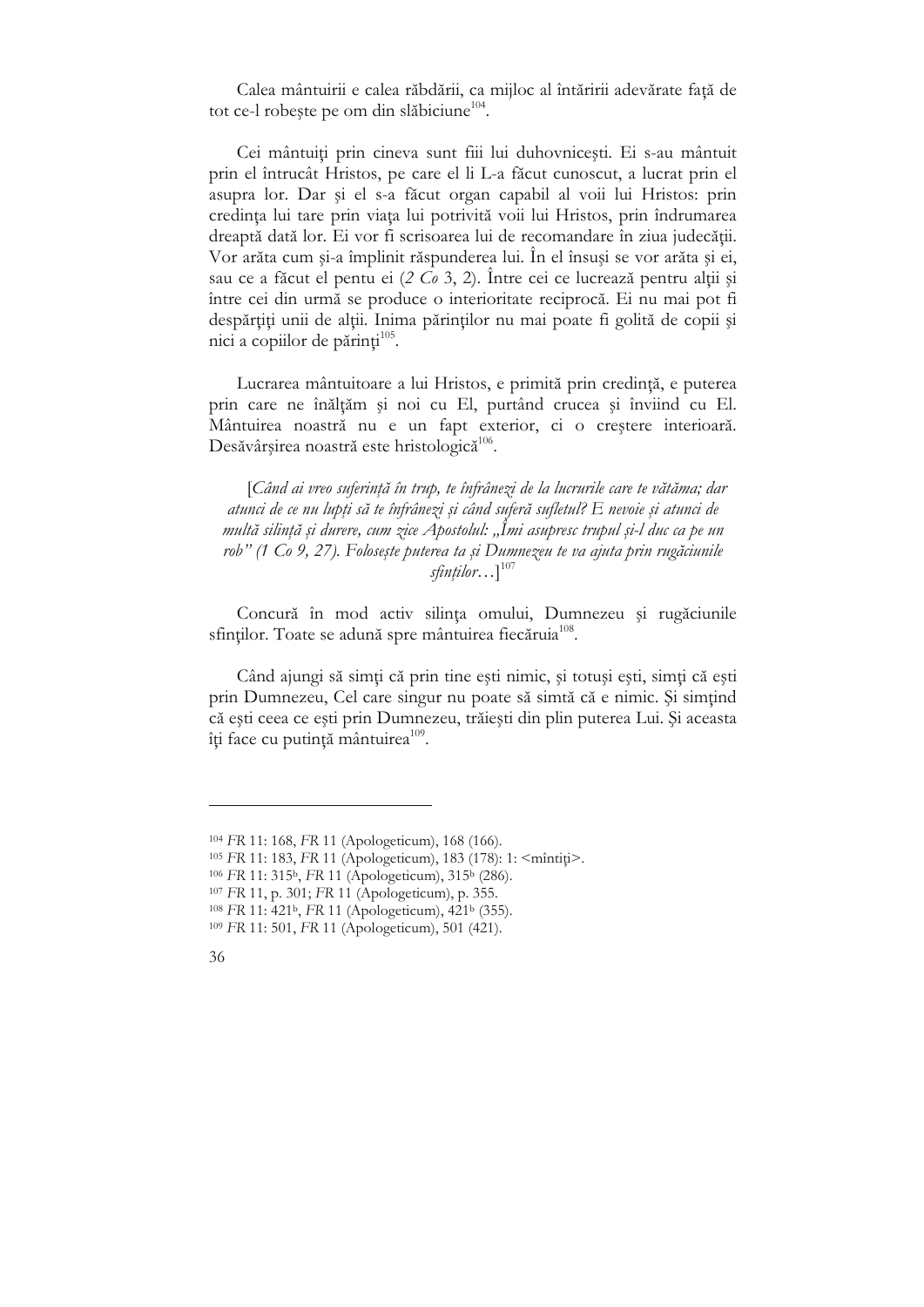Calea mântuirii e calea răbdării, ca mijloc al întăririi adevărate față de tot ce-l robește pe om din slăbiciune[104].

Cei mântuiți prin cineva sunt fiii lui duhovnicești. Ei s-au mântuit prin el întrucât Hristos, pe care el li L-a făcut cunoscut, a lucrat prin el asupra lor. Dar și el s-a făcut organ capabil al voii lui Hristos: prin credința lui tare prin viața lui potrivită voii lui Hristos, prin îndrumarea dreaptă dată lor. Ei vor fi scrisoarea lui de recomandare în ziua judecății. Vor arăta cum și-a împlinit răspunderea lui. În el însuși se vor arăta și ei, sau ce a făcut el pentu ei (*2 Co* 3, 2). Între cei ce lucrează pentru alții și între cei din urmă se produce o interioritate reciprocă. Ei nu mai pot fi despărțiți unii de alții. Inima părinților nu mai poate fi golită de copii și nici a copiilor de părinți[105].

Lucrarea mântuitoare a lui Hristos, e primită prin credință, e puterea prin care ne înălțăm și noi cu El, purtând crucea și înviind cu El. Mântuirea noastră nu e un fapt exterior, ci o creștere interioară. Desăvârșirea noastră este hristologică[106].

[*Când ai vreo suferință în trup, te înfrânezi de la lucrurile care te vătăma; dar atunci de ce nu lupți să te înfrânezi și când suferă sufletul? E nevoie și atunci de multă silință și durere, cum zice Apostolul: „Îmi asupresc trupul și-l duc ca pe un rob" (1 Co 9, 27). Folosește puterea ta și Dumnezeu te va ajuta prin rugăciunile sfinților…*][107]

Concură în mod activ silința omului, Dumnezeu și rugăciunile sfinților. Toate se adună spre mântuirea fiecăruia[108].

Când ajungi să simți că prin tine ești nimic, și totuși ești, simți că ești prin Dumnezeu, Cel care singur nu poate să simtă că e nimic. Și simțind că ești ceea ce ești prin Dumnezeu, trăiești din plin puterea Lui. Și aceasta îți face cu putință mântuirea[109].

---

[104] *FR* 11: 168, *FR* 11 (Apologeticum), 168 (166).

[105] *FR* 11: 183, *FR* 11 (Apologeticum), 183 (178): 1: <mîntiți>.

[106] *FR* 11: 315b, *FR* 11 (Apologeticum), 315b (286).

[107] *FR* 11, p. 301; *FR* 11 (Apologeticum), p. 355.

[108] *FR* 11: 421b, *FR* 11 (Apologeticum), 421b (355).

[109] *FR* 11: 501, *FR* 11 (Apologeticum), 501 (421).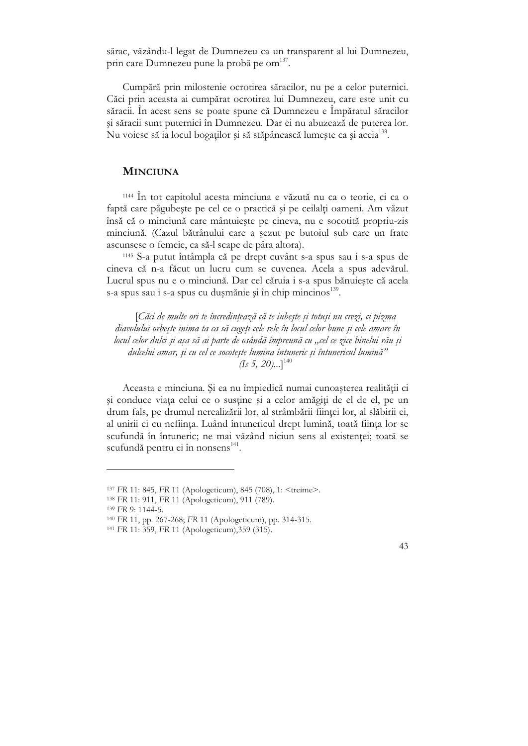sărac, văzându-l legat de Dumnezeu ca un transparent al lui Dumnezeu, prin care Dumnezeu pune la probă pe om[137].

Cumpără prin milostenie ocrotirea săracilor, nu pe a celor puternici. Căci prin aceasta ai cumpărat ocrotirea lui Dumnezeu, care este unit cu săracii. În acest sens se poate spune că Dumnezeu e Împăratul săracilor şi săracii sunt puternici în Dumnezeu. Dar ei nu abuzează de puterea lor. Nu voiesc să ia locul bogaţilor şi să stăpânească lumeşte ca şi aceia[138].

## MINCIUNA

[1144] În tot capitolul acesta minciuna e văzută nu ca o teorie, ci ca o faptă care păgubeşte pe cel ce o practică şi pe ceilalţi oameni. Am văzut însă că o minciună care mântuieşte pe cineva, nu e socotită propriu-zis minciună. (Cazul bătrânului care a şezut pe butoiul sub care un frate ascunsese o femeie, ca să-l scape de pâra altora).

[1145] S-a putut întâmpla că pe drept cuvânt s-a spus sau i s-a spus de cineva că n-a făcut un lucru cum se cuvenea. Acela a spus adevărul. Lucrul spus nu e o minciună. Dar cel căruia i s-a spus bănuieşte că acela s-a spus sau i s-a spus cu duşmănie şi în chip mincinos[139].

[*Căci de multe ori te încredinţează că te iubeşte şi totuşi nu crezi, ci pizma diavolului orbeşte inima ta ca să cugeţi cele rele în locul celor bune şi cele amare în locul celor dulci şi aşa să ai parte de osândă împreună cu „cel ce zice binelui rău şi dulcelui amar, şi cu cel ce socoteşte lumina întuneric şi întunericul lumină” (Is 5, 20)...*][140]

Aceasta e minciuna. Şi ea nu împiedică numai cunoaşterea realităţii ci şi conduce viaţa celui ce o susţine şi a celor amăgiţi de el de el, pe un drum fals, pe drumul nerealizării lor, al strâmbării fiinţei lor, al slăbirii ei, al unirii ei cu nefiinţa. Luând întunericul drept lumină, toată fiinţa lor se scufundă în întuneric; ne mai văzând niciun sens al existenţei; toată se scufundă pentru ei în nonsens[141].

---

[137] *FR* 11: 845, *FR* 11 (Apologeticum), 845 (708), 1: <treime>.

[138] *FR* 11: 911, *FR* 11 (Apologeticum), 911 (789).

[139] *FR* 9: 1144-5.

[140] *FR* 11, pp. 267-268; *FR* 11 (Apologeticum), pp. 314-315.

[141] *FR* 11: 359, *FR* 11 (Apologeticum),359 (315).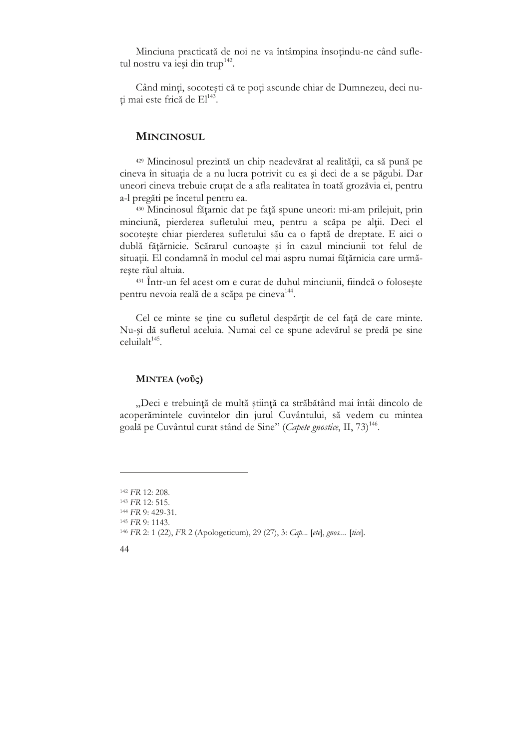Minciuna practicată de noi ne va întâmpina însoțindu-ne când sufletul nostru va ieși din trup[142].

Când minți, socotești că te poți ascunde chiar de Dumnezeu, deci nu-ți mai este frică de El[143].

## MINCINOSUL

[429] Mincinosul prezintă un chip neadevărat al realității, ca să pună pe cineva în situația de a nu lucra potrivit cu ea și deci de a se păgubi. Dar uneori cineva trebuie cruțat de a afla realitatea în toată grozăvia ei, pentru a-l pregăti pe încetul pentru ea.

[430] Mincinosul fățarnic dat pe față spune uneori: mi-am prilejuit, prin minciună, pierderea sufletului meu, pentru a scăpa pe alții. Deci el socotește chiar pierderea sufletului său ca o faptă de dreptate. E aici o dublă fățărnicie. Scărarul cunoaște și în cazul minciunii tot felul de situații. El condamnă în modul cel mai aspru numai fățărnicia care urmărește răul altuia.

[431] Într-un fel acest om e curat de duhul minciunii, fiindcă o folosește pentru nevoia reală de a scăpa pe cineva[144].

Cel ce minte se ține cu sufletul despărțit de cel față de care minte. Nu-și dă sufletul aceluia. Numai cel ce spune adevărul se predă pe sine celuilalt[145].

## MINTEA (νοῦς)

„Deci e trebuință de multă știință ca străbătând mai întâi dincolo de acoperămintele cuvintelor din jurul Cuvântului, să vedem cu mintea goală pe Cuvântul curat stând de Sine" (*Capete gnostice*, II, 73)[146].

---

[142] *FR* 12: 208.
[143] *FR* 12: 515.
[144] *FR* 9: 429-31.
[145] *FR* 9: 1143.
[146] *FR* 2: 1 (22), *FR* 2 (Apologeticum), 29 (27), 3: *Cap...* [*ete*], *gnos....* [*tice*].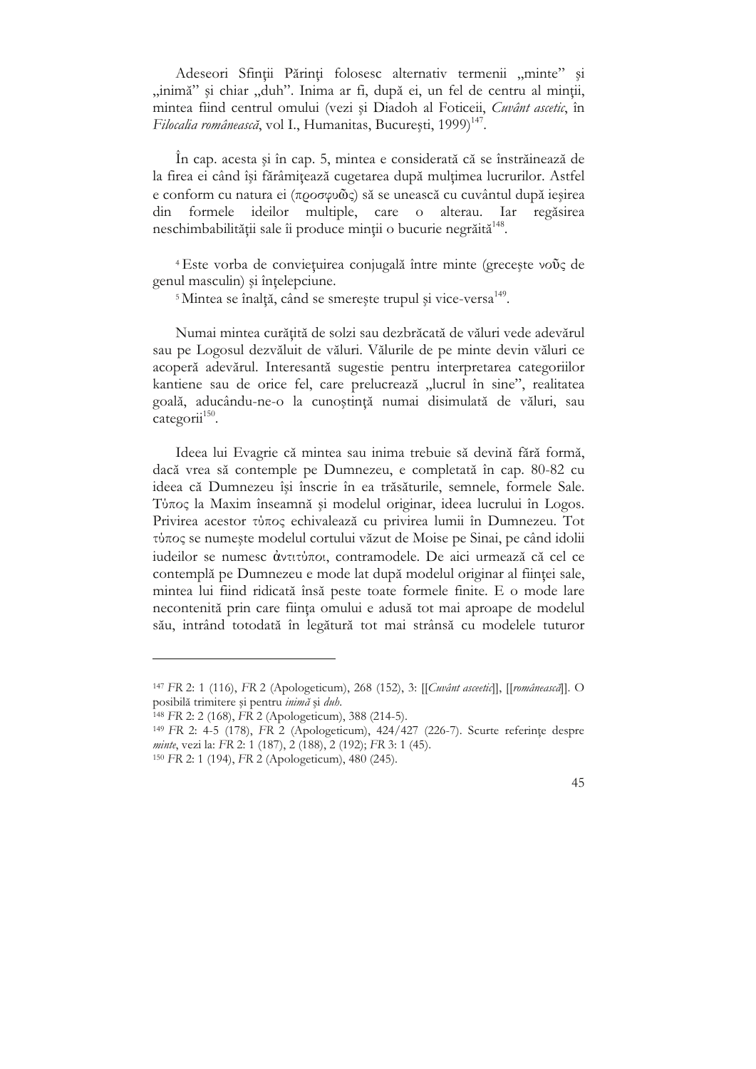Adeseori Sfinţii Părinţi folosesc alternativ termenii „minte" şi „inimă" şi chiar „duh". Inima ar fi, după ei, un fel de centru al minţii, mintea fiind centrul omului (vezi şi Diadoh al Foticeii, *Cuvânt ascetic*, în *Filocalia românească*, vol I., Humanitas, Bucureşti, 1999)[147].

În cap. acesta şi în cap. 5, mintea e considerată că se înstrăinează de la firea ei când îşi fărâmiţează cugetarea după mulţimea lucrurilor. Astfel e conform cu natura ei (προσφυῶς) să se unească cu cuvântul după ieşirea din formele ideilor multiple, care o alterau. Iar regăsirea neschimbabilităţii sale îi produce minţii o bucurie negrăită[148].

[4] Este vorba de convieţuirea conjugală între minte (greceşte νοῦς de genul masculin) şi înţelepciune.
[5] Mintea se înalţă, când se smereşte trupul şi vice-versa[149].

Numai mintea curăţită de solzi sau dezbrăcată de văluri vede adevărul sau pe Logosul dezvăluit de văluri. Vălurile de pe minte devin văluri ce acoperă adevărul. Interesantă sugestie pentru interpretarea categoriilor kantiene sau de orice fel, care prelucrează „lucrul în sine", realitatea goală, aducându-ne-o la cunoştinţă numai disimulată de văluri, sau categorii[150].

Ideea lui Evagrie că mintea sau inima trebuie să devină fără formă, dacă vrea să contemple pe Dumnezeu, e completată în cap. 80-82 cu ideea că Dumnezeu îşi înscrie în ea trăsăturile, semnele, formele Sale. Τύπος la Maxim înseamnă şi modelul originar, ideea lucrului în Logos. Privirea acestor τύπος echivalează cu privirea lumii în Dumnezeu. Tot τύπος se numeşte modelul cortului văzut de Moise pe Sinai, pe când idolii iudeilor se numesc ἀντιτύποι, contramodele. De aici urmează că cel ce contemplă pe Dumnezeu e mode lat după modelul originar al fiinţei sale, mintea lui fiind ridicată însă peste toate formele finite. E o mode lare necontenită prin care fiinţa omului e adusă tot mai aproape de modelul său, intrând totodată în legătură tot mai strânsă cu modelele tuturor

---

[147] *FR* 2: 1 (116), *FR* 2 (Apologeticum), 268 (152), 3: [[*Cuvânt asceetic*]], [[*românească*]]. O posibilă trimitere şi pentru *inimă* şi *duh*.
[148] *FR* 2: 2 (168), *FR* 2 (Apologeticum), 388 (214-5).
[149] *FR* 2: 4-5 (178), *FR* 2 (Apologeticum), 424/427 (226-7). Scurte referinţe despre *minte*, vezi la: *FR* 2: 1 (187), 2 (188), 2 (192); *FR* 3: 1 (45).
[150] *FR* 2: 1 (194), *FR* 2 (Apologeticum), 480 (245).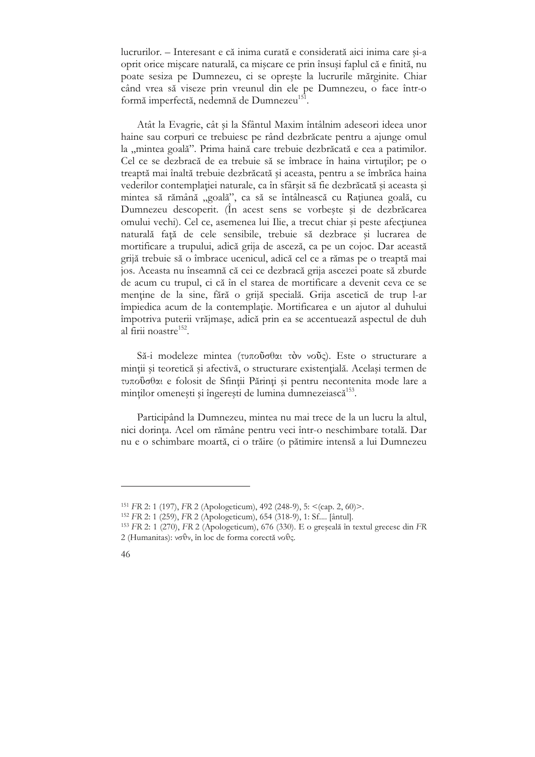lucrurilor. – Interesant e că inima curată e considerată aici inima care şi-a oprit orice mişcare naturală, ca mişcare ce prin însuşi faplul că e finită, nu poate sesiza pe Dumnezeu, ci se opreşte la lucrurile mărginite. Chiar când vrea să viseze prin vreunul din ele pe Dumnezeu, o face într-o formă imperfectă, nedemnă de Dumnezeu[151].

Atât la Evagrie, cât şi la Sfântul Maxim întâlnim adeseori ideea unor haine sau corpuri ce trebuiesc pe rând dezbrăcate pentru a ajunge omul la „mintea goală". Prima haină care trebuie dezbrăcată e cea a patimilor. Cel ce se dezbracă de ea trebuie să se îmbrace în haina virtuţilor; pe o treaptă mai înaltă trebuie dezbrăcată şi aceasta, pentru a se îmbrăca haina vederilor contemplaţiei naturale, ca în sfârşit să fie dezbrăcată şi aceasta şi mintea să rămână „goală", ca să se întâlnească cu Raţiunea goală, cu Dumnezeu descoperit. (În acest sens se vorbeşte şi de dezbrăcarea omului vechi). Cel ce, asemenea lui Ilie, a trecut chiar şi peste afecţiunea naturală faţă de cele sensibile, trebuie să dezbrace şi lucrarea de mortificare a trupului, adică grija de asceză, ca pe un cojoc. Dar această grijă trebuie să o îmbrace ucenicul, adică cel ce a rămas pe o treaptă mai jos. Aceasta nu înseamnă că cei ce dezbracă grija ascezei poate să zburde de acum cu trupul, ci că în el starea de mortificare a devenit ceva ce se menţine de la sine, fără o grijă specială. Grija ascetică de trup l-ar împiedica acum de la contemplaţie. Mortificarea e un ajutor al duhului împotriva puterii vrăjmaşe, adică prin ea se accentuează aspectul de duh al firii noastre[152].

Să-i modeleze mintea (τυποῦσθαι τὸν νοῦς). Este o structurare a minţii şi teoretică şi afectivă, o structurare existenţială. Acelaşi termen de τυποῦσθαι e folosit de Sfinţii Părinţi şi pentru necontenita mode lare a minţilor omeneşti şi îngereşti de lumina dumnezeiască[153].

Participând la Dumnezeu, mintea nu mai trece de la un lucru la altul, nici dorinţa. Acel om rămâne pentru veci într-o neschimbare totală. Dar nu e o schimbare moartă, ci o trăire (o pătimire intensă a lui Dumnezeu

---

[151] *FR* 2: 1 (197), *FR* 2 (Apologeticum), 492 (248-9), 5: <(cap. 2, 60)>.

[152] *FR* 2: 1 (259), *FR* 2 (Apologeticum), 654 (318-9), 1: Sf.... [ântul].

[153] *FR* 2: 1 (270), *FR* 2 (Apologeticum), 676 (330). E o greşeală în textul grecesc din *FR* 2 (Humanitas): νσῦν, în loc de forma corectă νοῦς.